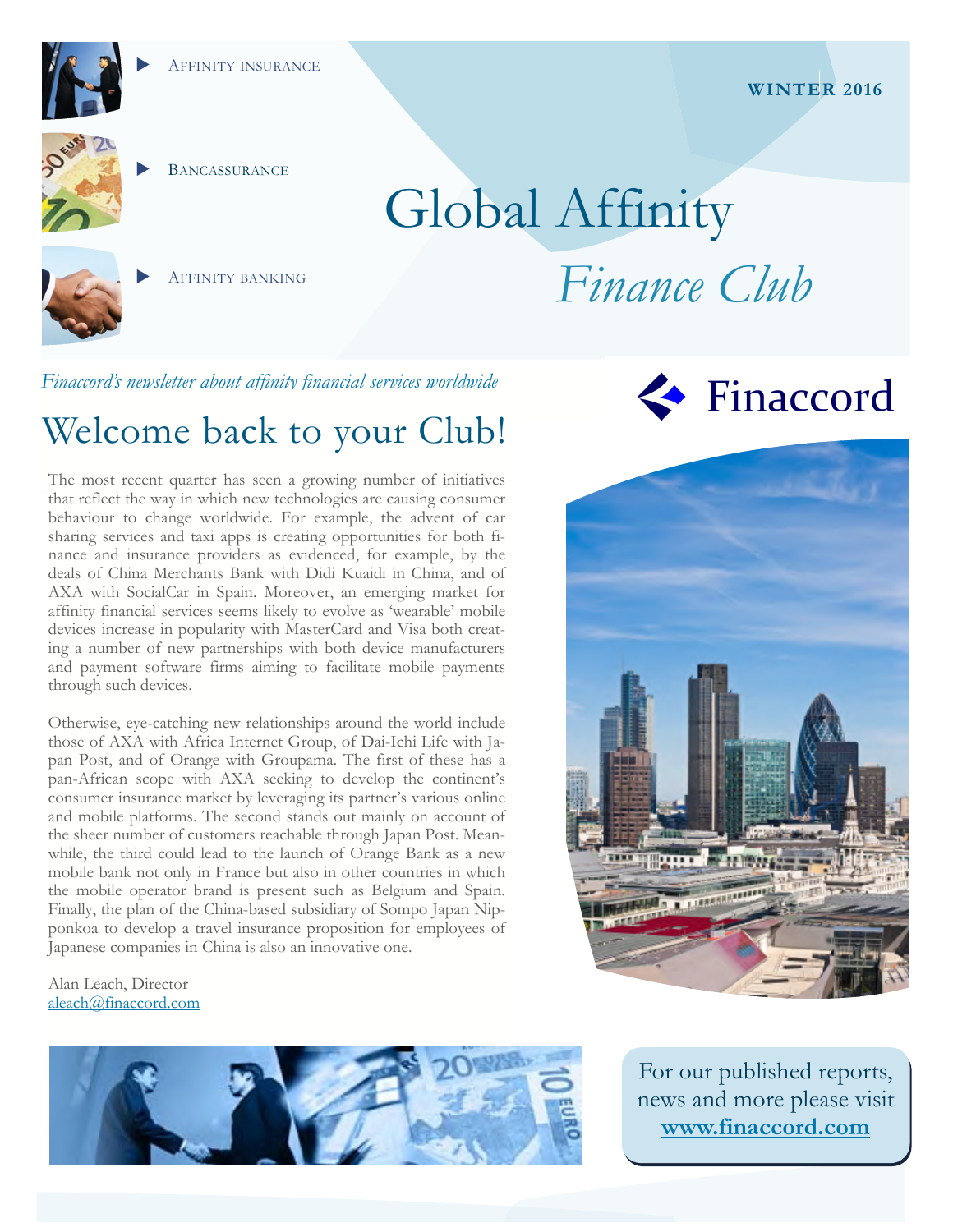Affinity insurance

Bancassurance

Affinity banking

**WINTER 2016**

# Global Affinity *Finance Club*

*Finaccord's newsletter about affinity financial services worldwide*

Finaccord

## Welcome back to your Club!

The most recent quarter has seen a growing number of initiatives that reflect the way in which new technologies are causing consumer behaviour to change worldwide. For example, the advent of car sharing services and taxi apps is creating opportunities for both finance and insurance providers as evidenced, for example, by the deals of China Merchants Bank with Didi Kuaidi in China, and of AXA with SocialCar in Spain. Moreover, an emerging market for affinity financial services seems likely to evolve as 'wearable' mobile devices increase in popularity with MasterCard and Visa both creating a number of new partnerships with both device manufacturers and payment software firms aiming to facilitate mobile payments through such devices.

Otherwise, eye-catching new relationships around the world include those of AXA with Africa Internet Group, of Dai-Ichi Life with Japan Post, and of Orange with Groupama. The first of these has a pan-African scope with AXA seeking to develop the continent's consumer insurance market by leveraging its partner's various online and mobile platforms. The second stands out mainly on account of the sheer number of customers reachable through Japan Post. Meanwhile, the third could lead to the launch of Orange Bank as a new mobile bank not only in France but also in other countries in which the mobile operator brand is present such as Belgium and Spain. Finally, the plan of the China-based subsidiary of Sompo Japan Nipponkoa to develop a travel insurance proposition for employees of Japanese companies in China is also an innovative one.

Alan Leach, Director
aleach@finaccord.com

For our published reports, news and more please visit **www.finaccord.com**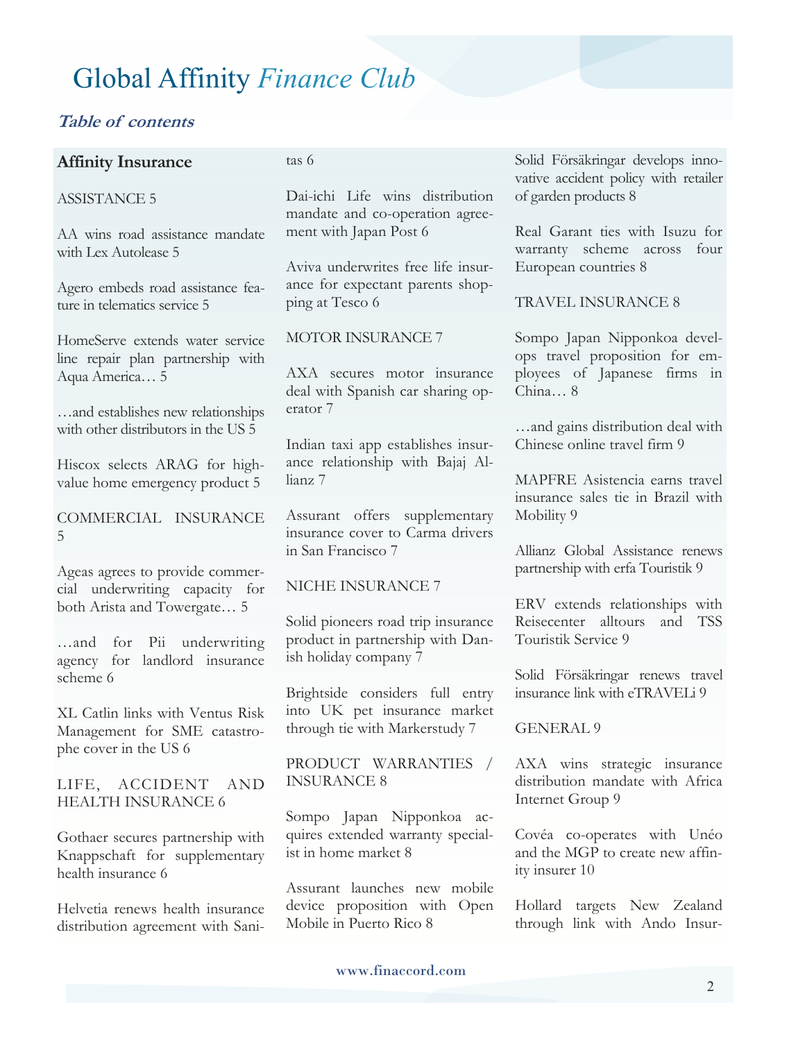# Global Affinity *Finance Club*

***Table of contents***

**Affinity Insurance**

ASSISTANCE 5

AA wins road assistance mandate with Lex Autolease 5

Agero embeds road assistance feature in telematics service 5

HomeServe extends water service line repair plan partnership with Aqua America… 5

…and establishes new relationships with other distributors in the US 5

Hiscox selects ARAG for high-value home emergency product 5

COMMERCIAL INSURANCE 5

Ageas agrees to provide commercial underwriting capacity for both Arista and Towergate… 5

…and for Pii underwriting agency for landlord insurance scheme 6

XL Catlin links with Ventus Risk Management for SME catastrophe cover in the US 6

LIFE, ACCIDENT AND HEALTH INSURANCE 6

Gothaer secures partnership with Knappschaft for supplementary health insurance 6

Helvetia renews health insurance distribution agreement with Sanitas 6

Dai-ichi Life wins distribution mandate and co-operation agreement with Japan Post 6

Aviva underwrites free life insurance for expectant parents shopping at Tesco 6

MOTOR INSURANCE 7

AXA secures motor insurance deal with Spanish car sharing operator 7

Indian taxi app establishes insurance relationship with Bajaj Allianz 7

Assurant offers supplementary insurance cover to Carma drivers in San Francisco 7

NICHE INSURANCE 7

Solid pioneers road trip insurance product in partnership with Danish holiday company 7

Brightside considers full entry into UK pet insurance market through tie with Markerstudy 7

PRODUCT WARRANTIES / INSURANCE 8

Sompo Japan Nipponkoa acquires extended warranty specialist in home market 8

Assurant launches new mobile device proposition with Open Mobile in Puerto Rico 8

Solid Försäkringar develops innovative accident policy with retailer of garden products 8

Real Garant ties with Isuzu for warranty scheme across four European countries 8

TRAVEL INSURANCE 8

Sompo Japan Nipponkoa develops travel proposition for employees of Japanese firms in China… 8

…and gains distribution deal with Chinese online travel firm 9

MAPFRE Asistencia earns travel insurance sales tie in Brazil with Mobility 9

Allianz Global Assistance renews partnership with erfa Touristik 9

ERV extends relationships with Reisecenter alltours and TSS Touristik Service 9

Solid Försäkringar renews travel insurance link with eTRAVELi 9

GENERAL 9

AXA wins strategic insurance distribution mandate with Africa Internet Group 9

Covéa co-operates with Unéo and the MGP to create new affinity insurer 10

Hollard targets New Zealand through link with Ando Insur-

www.finaccord.com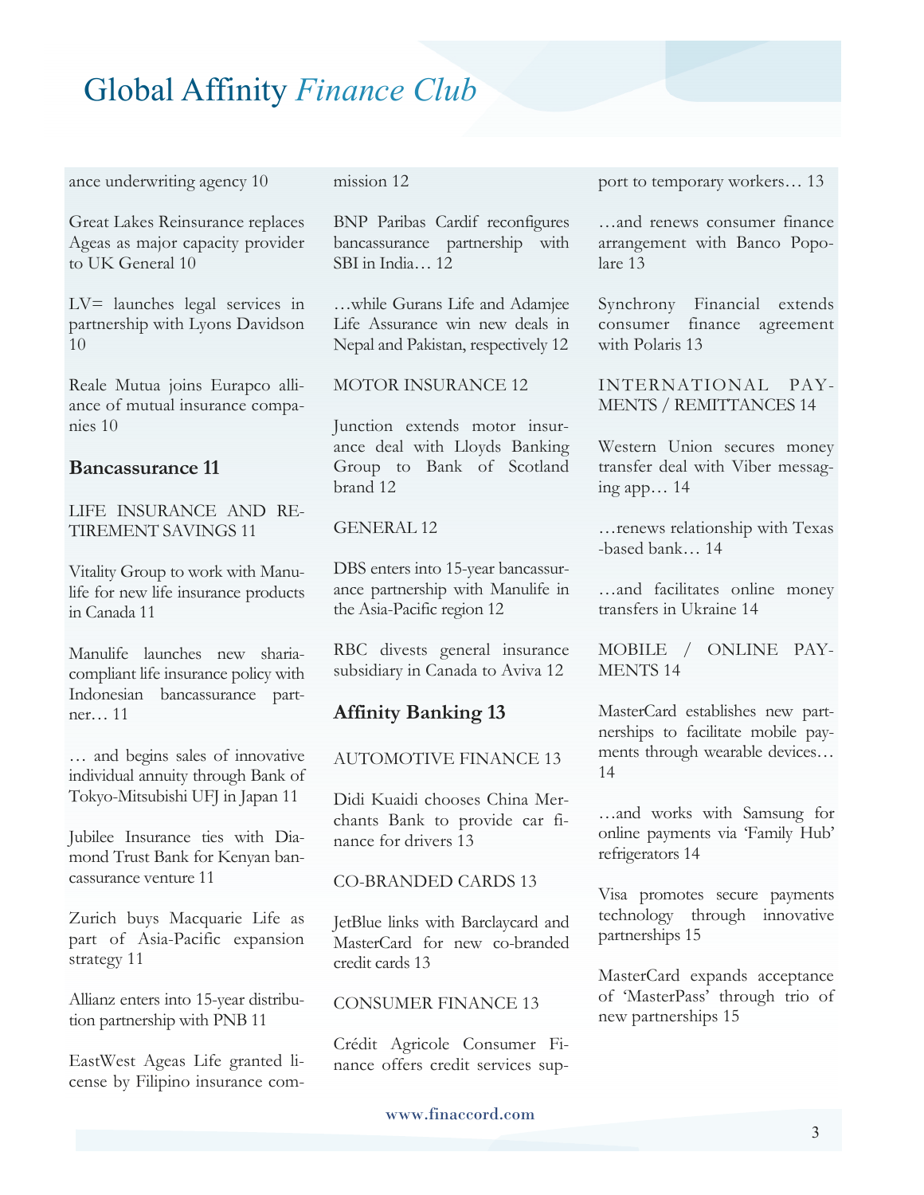ance underwriting agency 10

Great Lakes Reinsurance replaces Ageas as major capacity provider to UK General 10

LV= launches legal services in partnership with Lyons Davidson 10

Reale Mutua joins Eurapco alliance of mutual insurance companies 10

**Bancassurance 11**

LIFE INSURANCE AND RETIREMENT SAVINGS 11

Vitality Group to work with Manulife for new life insurance products in Canada 11

Manulife launches new sharia-compliant life insurance policy with Indonesian bancassurance partner… 11

… and begins sales of innovative individual annuity through Bank of Tokyo-Mitsubishi UFJ in Japan 11

Jubilee Insurance ties with Diamond Trust Bank for Kenyan bancassurance venture 11

Zurich buys Macquarie Life as part of Asia-Pacific expansion strategy 11

Allianz enters into 15-year distribution partnership with PNB 11

EastWest Ageas Life granted license by Filipino insurance commission 12

BNP Paribas Cardif reconfigures bancassurance partnership with SBI in India… 12

…while Gurans Life and Adamjee Life Assurance win new deals in Nepal and Pakistan, respectively 12

MOTOR INSURANCE 12

Junction extends motor insurance deal with Lloyds Banking Group to Bank of Scotland brand 12

GENERAL 12

DBS enters into 15-year bancassurance partnership with Manulife in the Asia-Pacific region 12

RBC divests general insurance subsidiary in Canada to Aviva 12

**Affinity Banking 13**

AUTOMOTIVE FINANCE 13

Didi Kuaidi chooses China Merchants Bank to provide car finance for drivers 13

CO-BRANDED CARDS 13

JetBlue links with Barclaycard and MasterCard for new co-branded credit cards 13

CONSUMER FINANCE 13

Crédit Agricole Consumer Finance offers credit services support to temporary workers… 13

…and renews consumer finance arrangement with Banco Popolare 13

Synchrony Financial extends consumer finance agreement with Polaris 13

INTERNATIONAL PAYMENTS / REMITTANCES 14

Western Union secures money transfer deal with Viber messaging app… 14

…renews relationship with Texas-based bank… 14

…and facilitates online money transfers in Ukraine 14

MOBILE / ONLINE PAYMENTS 14

MasterCard establishes new partnerships to facilitate mobile payments through wearable devices… 14

…and works with Samsung for online payments via 'Family Hub' refrigerators 14

Visa promotes secure payments technology through innovative partnerships 15

MasterCard expands acceptance of 'MasterPass' through trio of new partnerships 15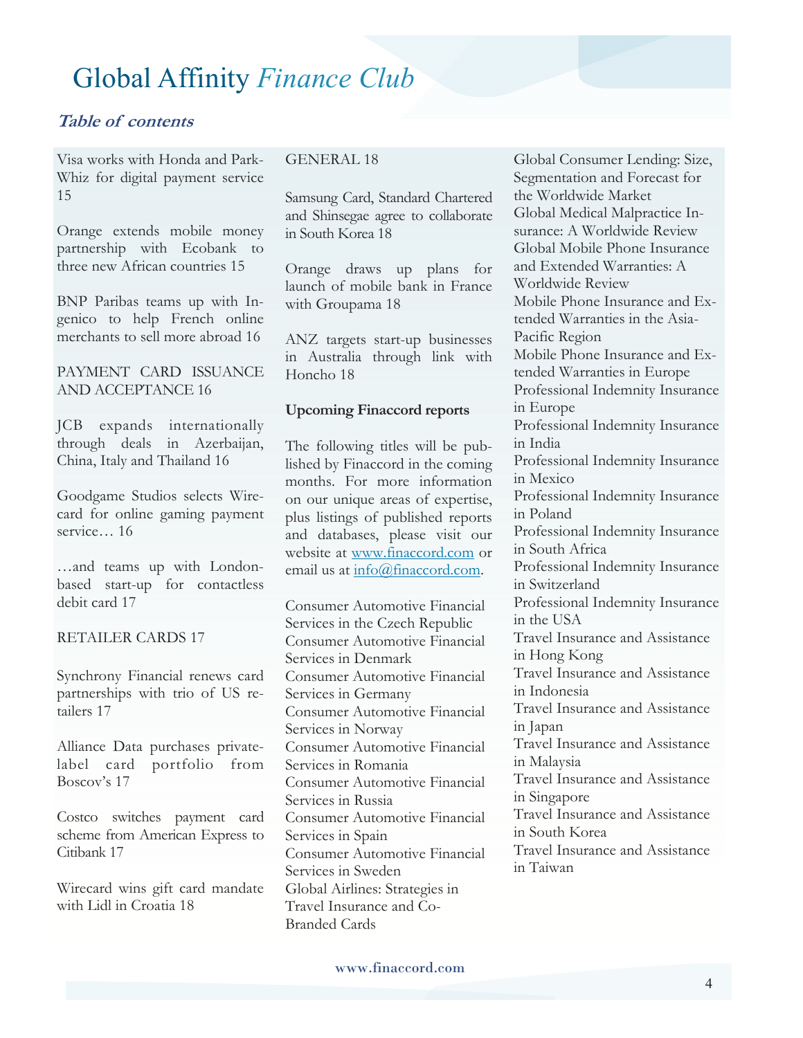# Global Affinity *Finance Club*

## *Table of contents*

Visa works with Honda and ParkWhiz for digital payment service 15

Orange extends mobile money partnership with Ecobank to three new African countries 15

BNP Paribas teams up with Ingenico to help French online merchants to sell more abroad 16

PAYMENT CARD ISSUANCE AND ACCEPTANCE 16

JCB expands internationally through deals in Azerbaijan, China, Italy and Thailand 16

Goodgame Studios selects Wirecard for online gaming payment service… 16

…and teams up with London-based start-up for contactless debit card 17

RETAILER CARDS 17

Synchrony Financial renews card partnerships with trio of US retailers 17

Alliance Data purchases private-label card portfolio from Boscov's 17

Costco switches payment card scheme from American Express to Citibank 17

Wirecard wins gift card mandate with Lidl in Croatia 18

GENERAL 18

Samsung Card, Standard Chartered and Shinsegae agree to collaborate in South Korea 18

Orange draws up plans for launch of mobile bank in France with Groupama 18

ANZ targets start-up businesses in Australia through link with Honcho 18

**Upcoming Finaccord reports**

The following titles will be published by Finaccord in the coming months. For more information on our unique areas of expertise, plus listings of published reports and databases, please visit our website at www.finaccord.com or email us at info@finaccord.com.

Consumer Automotive Financial Services in the Czech Republic
Consumer Automotive Financial Services in Denmark
Consumer Automotive Financial Services in Germany
Consumer Automotive Financial Services in Norway
Consumer Automotive Financial Services in Romania
Consumer Automotive Financial Services in Russia
Consumer Automotive Financial Services in Spain
Consumer Automotive Financial Services in Sweden
Global Airlines: Strategies in Travel Insurance and Co-Branded Cards
Global Consumer Lending: Size, Segmentation and Forecast for the Worldwide Market
Global Medical Malpractice Insurance: A Worldwide Review
Global Mobile Phone Insurance and Extended Warranties: A Worldwide Review
Mobile Phone Insurance and Extended Warranties in the Asia-Pacific Region
Mobile Phone Insurance and Extended Warranties in Europe
Professional Indemnity Insurance in Europe
Professional Indemnity Insurance in India
Professional Indemnity Insurance in Mexico
Professional Indemnity Insurance in Poland
Professional Indemnity Insurance in South Africa
Professional Indemnity Insurance in Switzerland
Professional Indemnity Insurance in the USA
Travel Insurance and Assistance in Hong Kong
Travel Insurance and Assistance in Indonesia
Travel Insurance and Assistance in Japan
Travel Insurance and Assistance in Malaysia
Travel Insurance and Assistance in Singapore
Travel Insurance and Assistance in South Korea
Travel Insurance and Assistance in Taiwan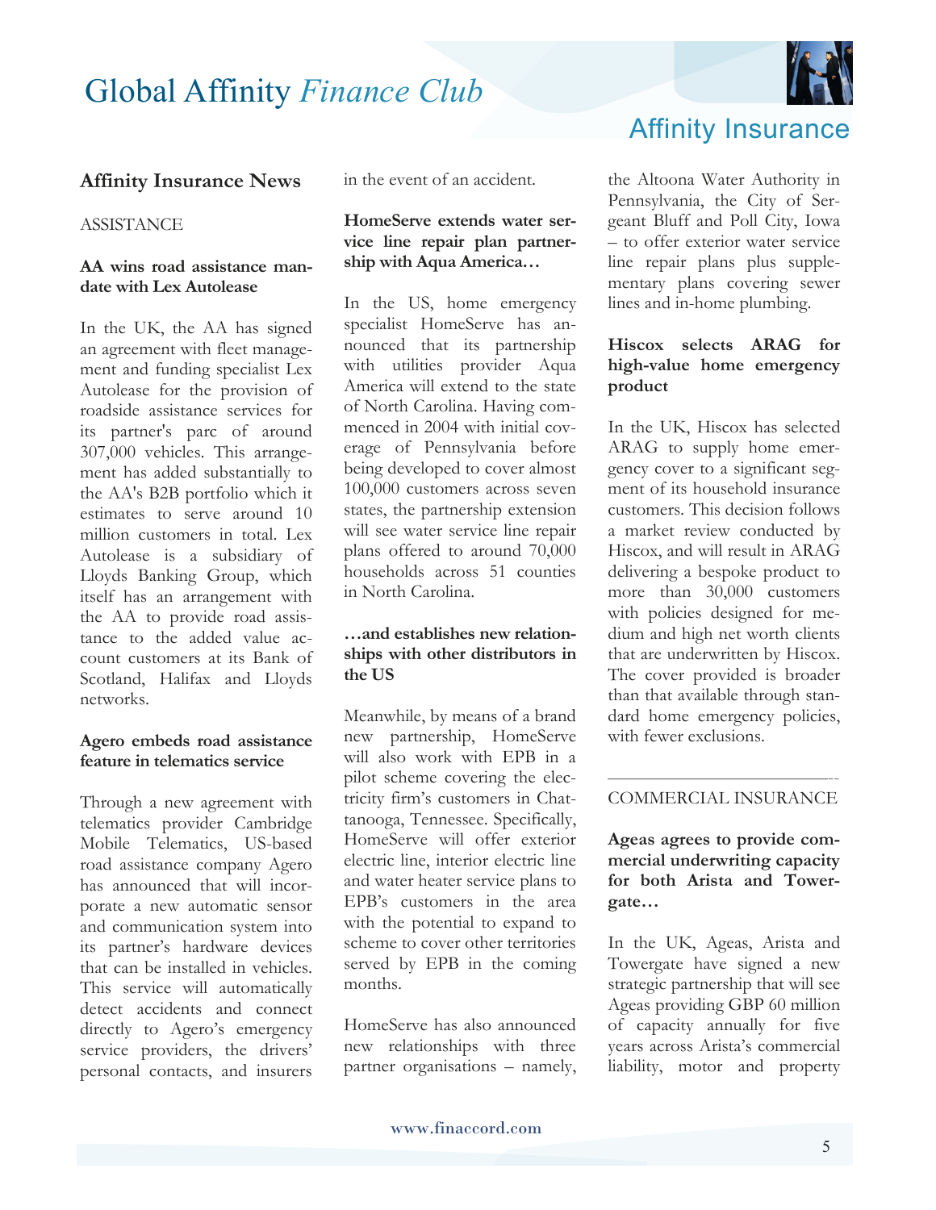## Affinity Insurance News

ASSISTANCE

### AA wins road assistance mandate with Lex Autolease

In the UK, the AA has signed an agreement with fleet management and funding specialist Lex Autolease for the provision of roadside assistance services for its partner's parc of around 307,000 vehicles. This arrangement has added substantially to the AA's B2B portfolio which it estimates to serve around 10 million customers in total. Lex Autolease is a subsidiary of Lloyds Banking Group, which itself has an arrangement with the AA to provide road assistance to the added value account customers at its Bank of Scotland, Halifax and Lloyds networks.

### Agero embeds road assistance feature in telematics service

Through a new agreement with telematics provider Cambridge Mobile Telematics, US-based road assistance company Agero has announced that will incorporate a new automatic sensor and communication system into its partner's hardware devices that can be installed in vehicles. This service will automatically detect accidents and connect directly to Agero's emergency service providers, the drivers' personal contacts, and insurers in the event of an accident.

### HomeServe extends water service line repair plan partnership with Aqua America…

In the US, home emergency specialist HomeServe has announced that its partnership with utilities provider Aqua America will extend to the state of North Carolina. Having commenced in 2004 with initial coverage of Pennsylvania before being developed to cover almost 100,000 customers across seven states, the partnership extension will see water service line repair plans offered to around 70,000 households across 51 counties in North Carolina.

### …and establishes new relationships with other distributors in the US

Meanwhile, by means of a brand new partnership, HomeServe will also work with EPB in a pilot scheme covering the electricity firm's customers in Chattanooga, Tennessee. Specifically, HomeServe will offer exterior electric line, interior electric line and water heater service plans to EPB's customers in the area with the potential to expand to scheme to cover other territories served by EPB in the coming months.

HomeServe has also announced new relationships with three partner organisations – namely, the Altoona Water Authority in Pennsylvania, the City of Sergeant Bluff and Poll City, Iowa – to offer exterior water service line repair plans plus supplementary plans covering sewer lines and in-home plumbing.

### Hiscox selects ARAG for high-value home emergency product

In the UK, Hiscox has selected ARAG to supply home emergency cover to a significant segment of its household insurance customers. This decision follows a market review conducted by Hiscox, and will result in ARAG delivering a bespoke product to more than 30,000 customers with policies designed for medium and high net worth clients that are underwritten by Hiscox. The cover provided is broader than that available through standard home emergency policies, with fewer exclusions.

---

COMMERCIAL INSURANCE

### Ageas agrees to provide commercial underwriting capacity for both Arista and Towergate…

In the UK, Ageas, Arista and Towergate have signed a new strategic partnership that will see Ageas providing GBP 60 million of capacity annually for five years across Arista's commercial liability, motor and property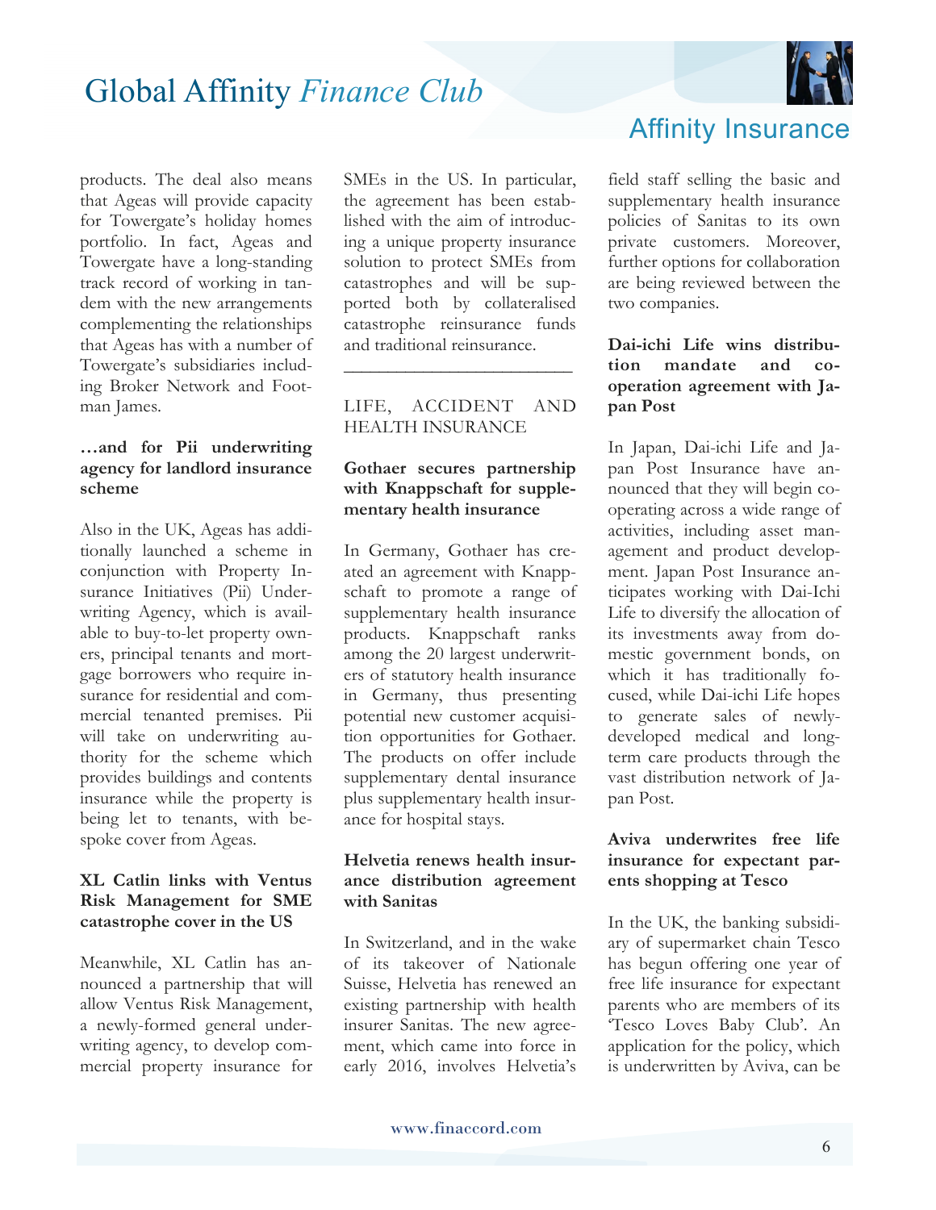products. The deal also means that Ageas will provide capacity for Towergate's holiday homes portfolio. In fact, Ageas and Towergate have a long-standing track record of working in tandem with the new arrangements complementing the relationships that Ageas has with a number of Towergate's subsidiaries including Broker Network and Footman James.

**…and for Pii underwriting agency for landlord insurance scheme**

Also in the UK, Ageas has additionally launched a scheme in conjunction with Property Insurance Initiatives (Pii) Underwriting Agency, which is available to buy-to-let property owners, principal tenants and mortgage borrowers who require insurance for residential and commercial tenanted premises. Pii will take on underwriting authority for the scheme which provides buildings and contents insurance while the property is being let to tenants, with bespoke cover from Ageas.

**XL Catlin links with Ventus Risk Management for SME catastrophe cover in the US**

Meanwhile, XL Catlin has announced a partnership that will allow Ventus Risk Management, a newly-formed general underwriting agency, to develop commercial property insurance for SMEs in the US. In particular, the agreement has been established with the aim of introducing a unique property insurance solution to protect SMEs from catastrophes and will be supported both by collateralised catastrophe reinsurance funds and traditional reinsurance.

---

## LIFE, ACCIDENT AND HEALTH INSURANCE

**Gothaer secures partnership with Knappschaft for supplementary health insurance**

In Germany, Gothaer has created an agreement with Knappschaft to promote a range of supplementary health insurance products. Knappschaft ranks among the 20 largest underwriters of statutory health insurance in Germany, thus presenting potential new customer acquisition opportunities for Gothaer. The products on offer include supplementary dental insurance plus supplementary health insurance for hospital stays.

**Helvetia renews health insurance distribution agreement with Sanitas**

In Switzerland, and in the wake of its takeover of Nationale Suisse, Helvetia has renewed an existing partnership with health insurer Sanitas. The new agreement, which came into force in early 2016, involves Helvetia's field staff selling the basic and supplementary health insurance policies of Sanitas to its own private customers. Moreover, further options for collaboration are being reviewed between the two companies.

**Dai-ichi Life wins distribution mandate and co-operation agreement with Japan Post**

In Japan, Dai-ichi Life and Japan Post Insurance have announced that they will begin co-operating across a wide range of activities, including asset management and product development. Japan Post Insurance anticipates working with Dai-Ichi Life to diversify the allocation of its investments away from domestic government bonds, on which it has traditionally focused, while Dai-ichi Life hopes to generate sales of newly-developed medical and long-term care products through the vast distribution network of Japan Post.

**Aviva underwrites free life insurance for expectant parents shopping at Tesco**

In the UK, the banking subsidiary of supermarket chain Tesco has begun offering one year of free life insurance for expectant parents who are members of its 'Tesco Loves Baby Club'. An application for the policy, which is underwritten by Aviva, can be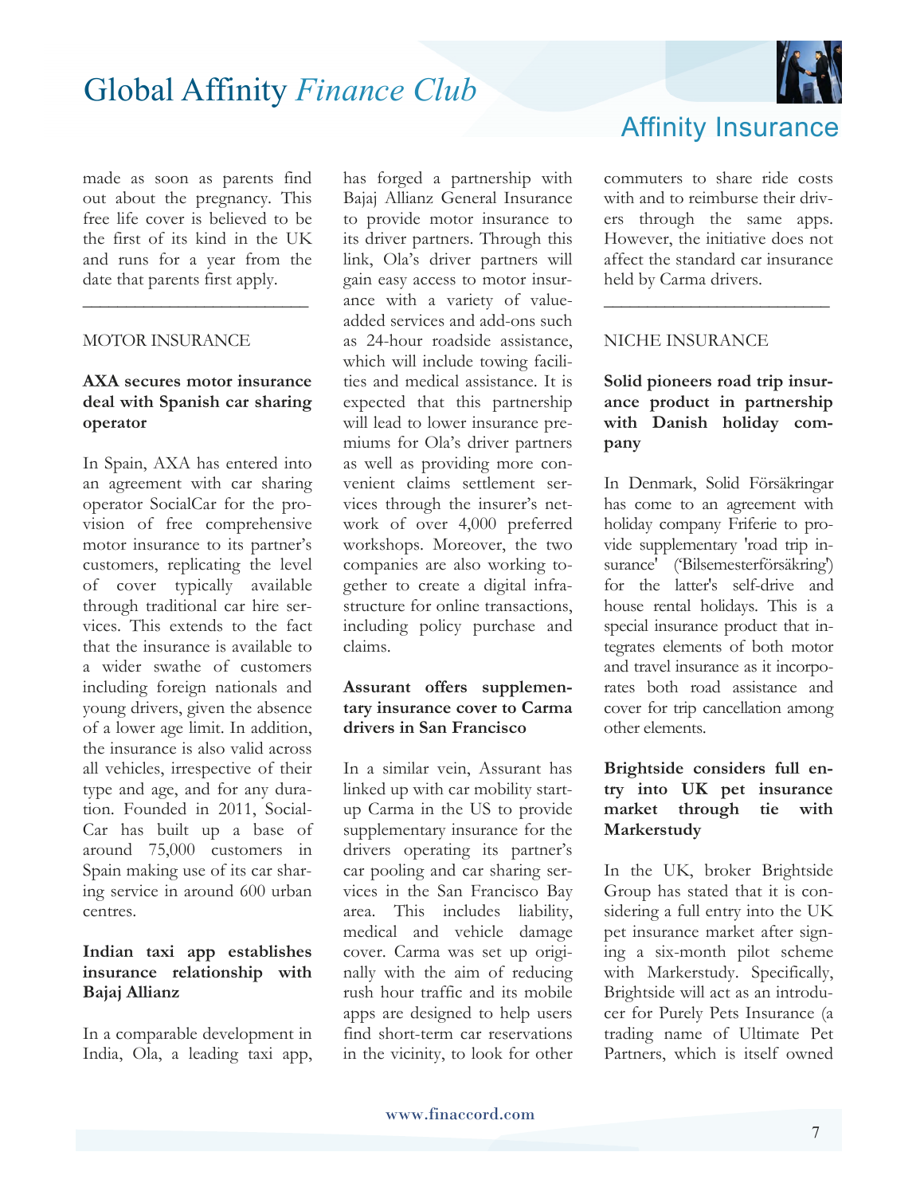made as soon as parents find out about the pregnancy. This free life cover is believed to be the first of its kind in the UK and runs for a year from the date that parents first apply.

___

MOTOR INSURANCE

**AXA secures motor insurance deal with Spanish car sharing operator**

In Spain, AXA has entered into an agreement with car sharing operator SocialCar for the provision of free comprehensive motor insurance to its partner's customers, replicating the level of cover typically available through traditional car hire services. This extends to the fact that the insurance is available to a wider swathe of customers including foreign nationals and young drivers, given the absence of a lower age limit. In addition, the insurance is also valid across all vehicles, irrespective of their type and age, and for any duration. Founded in 2011, SocialCar has built up a base of around 75,000 customers in Spain making use of its car sharing service in around 600 urban centres.

**Indian taxi app establishes insurance relationship with Bajaj Allianz**

In a comparable development in India, Ola, a leading taxi app, has forged a partnership with Bajaj Allianz General Insurance to provide motor insurance to its driver partners. Through this link, Ola's driver partners will gain easy access to motor insurance with a variety of value-added services and add-ons such as 24-hour roadside assistance, which will include towing facilities and medical assistance. It is expected that this partnership will lead to lower insurance premiums for Ola's driver partners as well as providing more convenient claims settlement services through the insurer's network of over 4,000 preferred workshops. Moreover, the two companies are also working together to create a digital infrastructure for online transactions, including policy purchase and claims.

**Assurant offers supplementary insurance cover to Carma drivers in San Francisco**

In a similar vein, Assurant has linked up with car mobility start-up Carma in the US to provide supplementary insurance for the drivers operating its partner's car pooling and car sharing services in the San Francisco Bay area. This includes liability, medical and vehicle damage cover. Carma was set up originally with the aim of reducing rush hour traffic and its mobile apps are designed to help users find short-term car reservations in the vicinity, to look for other commuters to share ride costs with and to reimburse their drivers through the same apps. However, the initiative does not affect the standard car insurance held by Carma drivers.

___

NICHE INSURANCE

**Solid pioneers road trip insurance product in partnership with Danish holiday company**

In Denmark, Solid Försäkringar has come to an agreement with holiday company Friferie to provide supplementary 'road trip insurance' ('Bilsemesterförsäkring') for the latter's self-drive and house rental holidays. This is a special insurance product that integrates elements of both motor and travel insurance as it incorporates both road assistance and cover for trip cancellation among other elements.

**Brightside considers full entry into UK pet insurance market through tie with Markerstudy**

In the UK, broker Brightside Group has stated that it is considering a full entry into the UK pet insurance market after signing a six-month pilot scheme with Markerstudy. Specifically, Brightside will act as an introducer for Purely Pets Insurance (a trading name of Ultimate Pet Partners, which is itself owned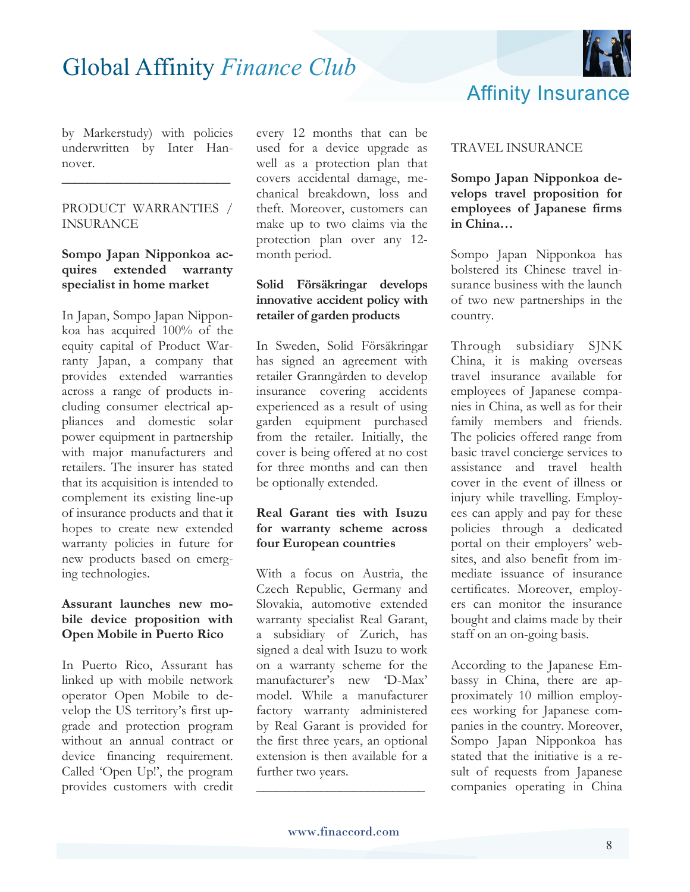by Markerstudy) with policies underwritten by Inter Hannover.

---

PRODUCT WARRANTIES / INSURANCE

**Sompo Japan Nipponkoa acquires extended warranty specialist in home market**

In Japan, Sompo Japan Nipponkoa has acquired 100% of the equity capital of Product Warranty Japan, a company that provides extended warranties across a range of products including consumer electrical appliances and domestic solar power equipment in partnership with major manufacturers and retailers. The insurer has stated that its acquisition is intended to complement its existing line-up of insurance products and that it hopes to create new extended warranty policies in future for new products based on emerging technologies.

**Assurant launches new mobile device proposition with Open Mobile in Puerto Rico**

In Puerto Rico, Assurant has linked up with mobile network operator Open Mobile to develop the US territory's first upgrade and protection program without an annual contract or device financing requirement. Called 'Open Up!', the program provides customers with credit every 12 months that can be used for a device upgrade as well as a protection plan that covers accidental damage, mechanical breakdown, loss and theft. Moreover, customers can make up to two claims via the protection plan over any 12-month period.

**Solid Försäkringar develops innovative accident policy with retailer of garden products**

In Sweden, Solid Försäkringar has signed an agreement with retailer Granngården to develop insurance covering accidents experienced as a result of using garden equipment purchased from the retailer. Initially, the cover is being offered at no cost for three months and can then be optionally extended.

**Real Garant ties with Isuzu for warranty scheme across four European countries**

With a focus on Austria, the Czech Republic, Germany and Slovakia, automotive extended warranty specialist Real Garant, a subsidiary of Zurich, has signed a deal with Isuzu to work on a warranty scheme for the manufacturer's new 'D-Max' model. While a manufacturer factory warranty administered by Real Garant is provided for the first three years, an optional extension is then available for a further two years.

---

TRAVEL INSURANCE

**Sompo Japan Nipponkoa develops travel proposition for employees of Japanese firms in China…**

Sompo Japan Nipponkoa has bolstered its Chinese travel insurance business with the launch of two new partnerships in the country.

Through subsidiary SJNK China, it is making overseas travel insurance available for employees of Japanese companies in China, as well as for their family members and friends. The policies offered range from basic travel concierge services to assistance and travel health cover in the event of illness or injury while travelling. Employees can apply and pay for these policies through a dedicated portal on their employers' websites, and also benefit from immediate issuance of insurance certificates. Moreover, employers can monitor the insurance bought and claims made by their staff on an on-going basis.

According to the Japanese Embassy in China, there are approximately 10 million employees working for Japanese companies in the country. Moreover, Sompo Japan Nipponkoa has stated that the initiative is a result of requests from Japanese companies operating in China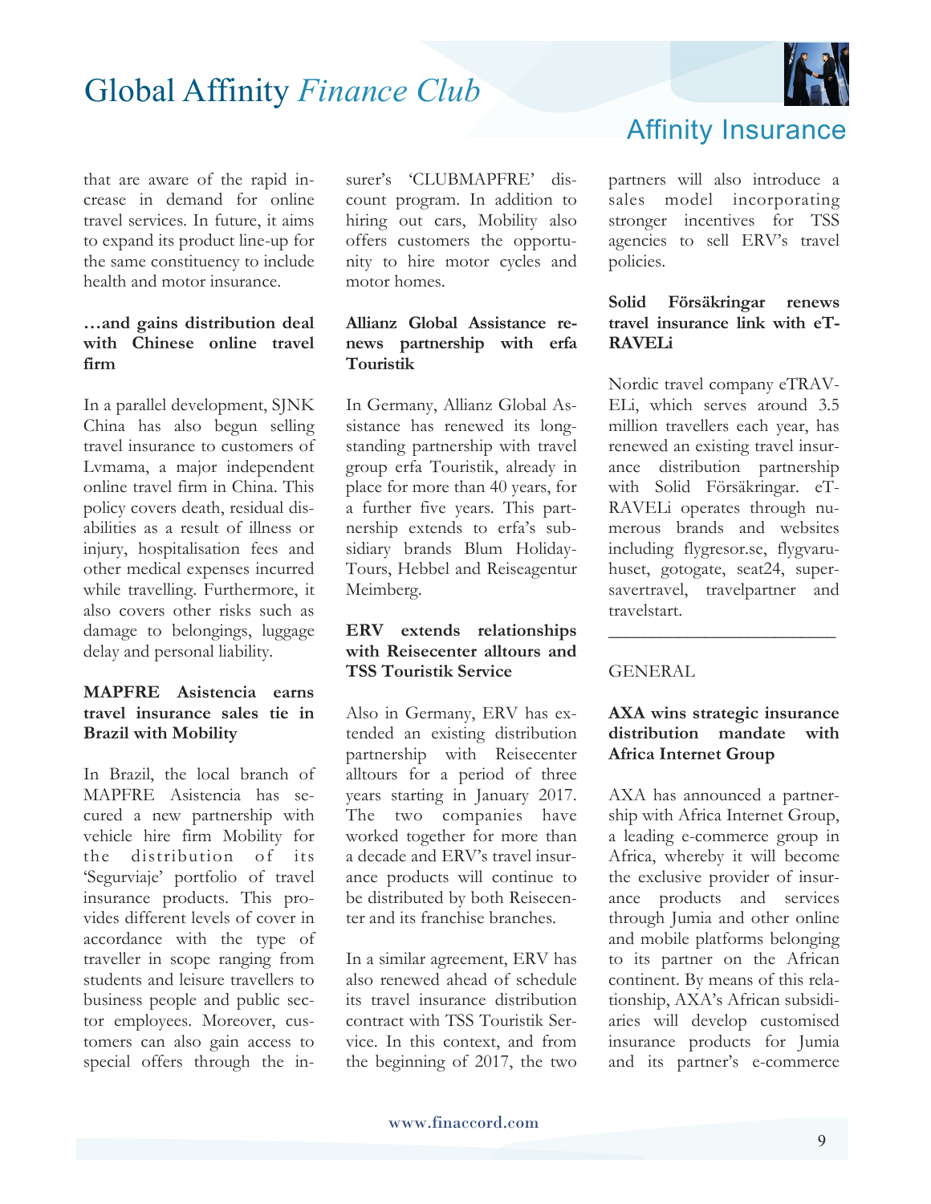that are aware of the rapid increase in demand for online travel services. In future, it aims to expand its product line-up for the same constituency to include health and motor insurance.

**…and gains distribution deal with Chinese online travel firm**

In a parallel development, SJNK China has also begun selling travel insurance to customers of Lvmama, a major independent online travel firm in China. This policy covers death, residual disabilities as a result of illness or injury, hospitalisation fees and other medical expenses incurred while travelling. Furthermore, it also covers other risks such as damage to belongings, luggage delay and personal liability.

**MAPFRE Asistencia earns travel insurance sales tie in Brazil with Mobility**

In Brazil, the local branch of MAPFRE Asistencia has secured a new partnership with vehicle hire firm Mobility for the distribution of its 'Segurviaje' portfolio of travel insurance products. This provides different levels of cover in accordance with the type of traveller in scope ranging from students and leisure travellers to business people and public sector employees. Moreover, customers can also gain access to special offers through the insurer's 'CLUBMAPFRE' discount program. In addition to hiring out cars, Mobility also offers customers the opportunity to hire motor cycles and motor homes.

**Allianz Global Assistance renews partnership with erfa Touristik**

In Germany, Allianz Global Assistance has renewed its longstanding partnership with travel group erfa Touristik, already in place for more than 40 years, for a further five years. This partnership extends to erfa's subsidiary brands Blum Holiday-Tours, Hebbel and Reiseagentur Meimberg.

**ERV extends relationships with Reisecenter alltours and TSS Touristik Service**

Also in Germany, ERV has extended an existing distribution partnership with Reisecenter alltours for a period of three years starting in January 2017. The two companies have worked together for more than a decade and ERV's travel insurance products will continue to be distributed by both Reisecenter and its franchise branches.

In a similar agreement, ERV has also renewed ahead of schedule its travel insurance distribution contract with TSS Touristik Service. In this context, and from the beginning of 2017, the two partners will also introduce a sales model incorporating stronger incentives for TSS agencies to sell ERV's travel policies.

**Solid Försäkringar renews travel insurance link with eTRAVELi**

Nordic travel company eTRAVELi, which serves around 3.5 million travellers each year, has renewed an existing travel insurance distribution partnership with Solid Försäkringar. eTRAVELi operates through numerous brands and websites including flygresor.se, flygvaruhuset, gotogate, seat24, supersavertravel, travelpartner and travelstart.

---

GENERAL

**AXA wins strategic insurance distribution mandate with Africa Internet Group**

AXA has announced a partnership with Africa Internet Group, a leading e-commerce group in Africa, whereby it will become the exclusive provider of insurance products and services through Jumia and other online and mobile platforms belonging to its partner on the African continent. By means of this relationship, AXA's African subsidiaries will develop customised insurance products for Jumia and its partner's e-commerce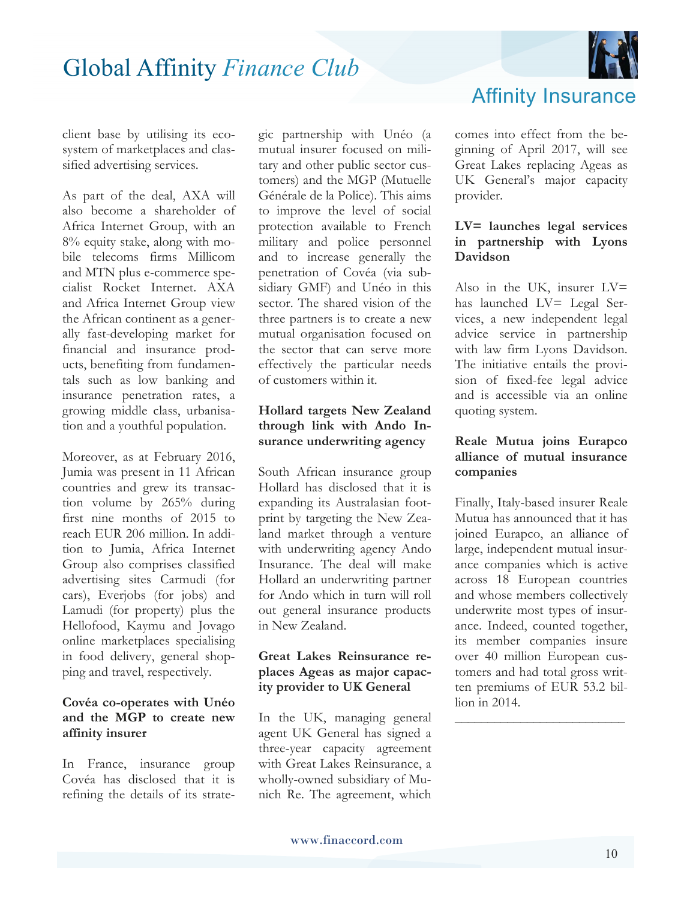client base by utilising its ecosystem of marketplaces and classified advertising services.

As part of the deal, AXA will also become a shareholder of Africa Internet Group, with an 8% equity stake, along with mobile telecoms firms Millicom and MTN plus e-commerce specialist Rocket Internet. AXA and Africa Internet Group view the African continent as a generally fast-developing market for financial and insurance products, benefiting from fundamentals such as low banking and insurance penetration rates, a growing middle class, urbanisation and a youthful population.

Moreover, as at February 2016, Jumia was present in 11 African countries and grew its transaction volume by 265% during first nine months of 2015 to reach EUR 206 million. In addition to Jumia, Africa Internet Group also comprises classified advertising sites Carmudi (for cars), Everjobs (for jobs) and Lamudi (for property) plus the Hellofood, Kaymu and Jovago online marketplaces specialising in food delivery, general shopping and travel, respectively.

**Covéa co-operates with Unéo and the MGP to create new affinity insurer**

In France, insurance group Covéa has disclosed that it is refining the details of its strategic partnership with Unéo (a mutual insurer focused on military and other public sector customers) and the MGP (Mutuelle Générale de la Police). This aims to improve the level of social protection available to French military and police personnel and to increase generally the penetration of Covéa (via subsidiary GMF) and Unéo in this sector. The shared vision of the three partners is to create a new mutual organisation focused on the sector that can serve more effectively the particular needs of customers within it.

**Hollard targets New Zealand through link with Ando Insurance underwriting agency**

South African insurance group Hollard has disclosed that it is expanding its Australasian footprint by targeting the New Zealand market through a venture with underwriting agency Ando Insurance. The deal will make Hollard an underwriting partner for Ando which in turn will roll out general insurance products in New Zealand.

**Great Lakes Reinsurance replaces Ageas as major capacity provider to UK General**

In the UK, managing general agent UK General has signed a three-year capacity agreement with Great Lakes Reinsurance, a wholly-owned subsidiary of Munich Re. The agreement, which comes into effect from the beginning of April 2017, will see Great Lakes replacing Ageas as UK General's major capacity provider.

**LV= launches legal services in partnership with Lyons Davidson**

Also in the UK, insurer LV= has launched LV= Legal Services, a new independent legal advice service in partnership with law firm Lyons Davidson. The initiative entails the provision of fixed-fee legal advice and is accessible via an online quoting system.

**Reale Mutua joins Eurapco alliance of mutual insurance companies**

Finally, Italy-based insurer Reale Mutua has announced that it has joined Eurapco, an alliance of large, independent mutual insurance companies which is active across 18 European countries and whose members collectively underwrite most types of insurance. Indeed, counted together, its member companies insure over 40 million European customers and had total gross written premiums of EUR 53.2 billion in 2014.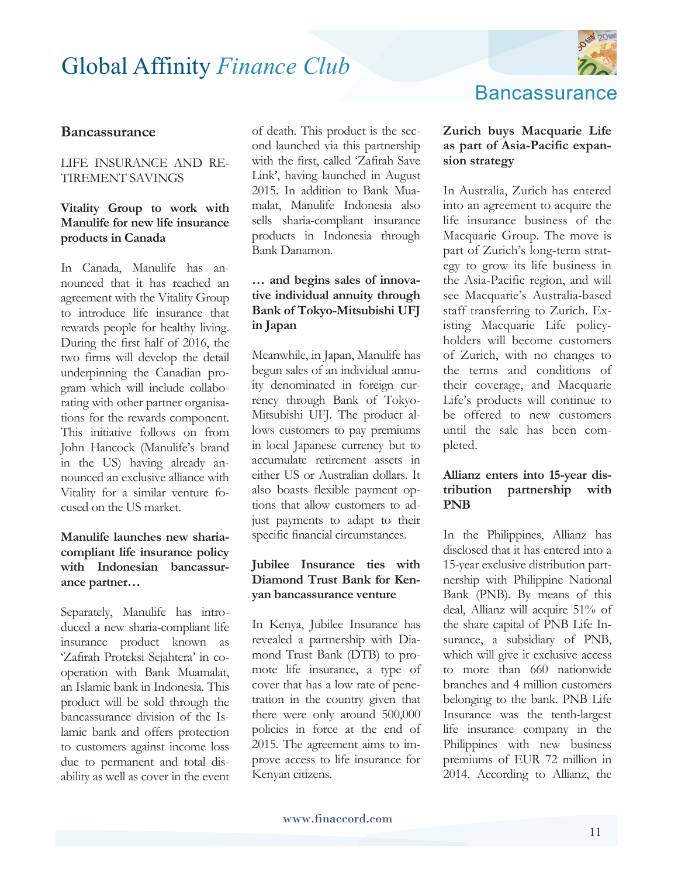## Bancassurance

LIFE INSURANCE AND RETIREMENT SAVINGS

### Vitality Group to work with Manulife for new life insurance products in Canada

In Canada, Manulife has announced that it has reached an agreement with the Vitality Group to introduce life insurance that rewards people for healthy living. During the first half of 2016, the two firms will develop the detail underpinning the Canadian program which will include collaborating with other partner organisations for the rewards component. This initiative follows on from John Hancock (Manulife's brand in the US) having already announced an exclusive alliance with Vitality for a similar venture focused on the US market.

### Manulife launches new sharia-compliant life insurance policy with Indonesian bancassurance partner…

Separately, Manulife has introduced a new sharia-compliant life insurance product known as 'Zafirah Proteksi Sejahtera' in cooperation with Bank Muamalat, an Islamic bank in Indonesia. This product will be sold through the bancassurance division of the Islamic bank and offers protection to customers against income loss due to permanent and total disability as well as cover in the event of death. This product is the second launched via this partnership with the first, called 'Zafirah Save Link', having launched in August 2015. In addition to Bank Muamalat, Manulife Indonesia also sells sharia-compliant insurance products in Indonesia through Bank Danamon.

### … and begins sales of innovative individual annuity through Bank of Tokyo-Mitsubishi UFJ in Japan

Meanwhile, in Japan, Manulife has begun sales of an individual annuity denominated in foreign currency through Bank of Tokyo-Mitsubishi UFJ. The product allows customers to pay premiums in local Japanese currency but to accumulate retirement assets in either US or Australian dollars. It also boasts flexible payment options that allow customers to adjust payments to adapt to their specific financial circumstances.

### Jubilee Insurance ties with Diamond Trust Bank for Kenyan bancassurance venture

In Kenya, Jubilee Insurance has revealed a partnership with Diamond Trust Bank (DTB) to promote life insurance, a type of cover that has a low rate of penetration in the country given that there were only around 500,000 policies in force at the end of 2015. The agreement aims to improve access to life insurance for Kenyan citizens.

### Zurich buys Macquarie Life as part of Asia-Pacific expansion strategy

In Australia, Zurich has entered into an agreement to acquire the life insurance business of the Macquarie Group. The move is part of Zurich's long-term strategy to grow its life business in the Asia-Pacific region, and will see Macquarie's Australia-based staff transferring to Zurich. Existing Macquarie Life policyholders will become customers of Zurich, with no changes to the terms and conditions of their coverage, and Macquarie Life's products will continue to be offered to new customers until the sale has been completed.

### Allianz enters into 15-year distribution partnership with PNB

In the Philippines, Allianz has disclosed that it has entered into a 15-year exclusive distribution partnership with Philippine National Bank (PNB). By means of this deal, Allianz will acquire 51% of the share capital of PNB Life Insurance, a subsidiary of PNB, which will give it exclusive access to more than 660 nationwide branches and 4 million customers belonging to the bank. PNB Life Insurance was the tenth-largest life insurance company in the Philippines with new business premiums of EUR 72 million in 2014. According to Allianz, the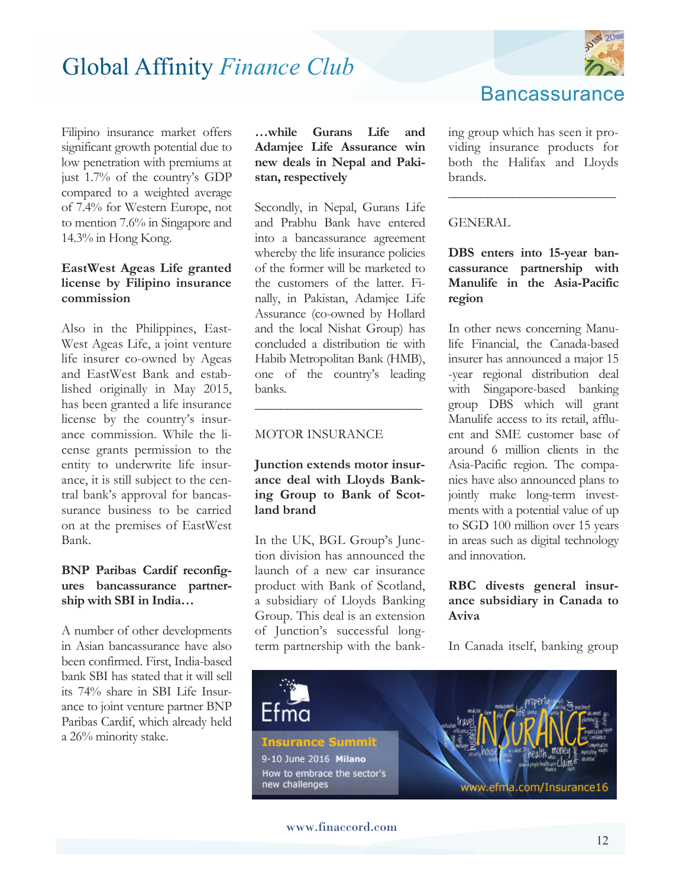Filipino insurance market offers significant growth potential due to low penetration with premiums at just 1.7% of the country's GDP compared to a weighted average of 7.4% for Western Europe, not to mention 7.6% in Singapore and 14.3% in Hong Kong.

**EastWest Ageas Life granted license by Filipino insurance commission**

Also in the Philippines, EastWest Ageas Life, a joint venture life insurer co-owned by Ageas and EastWest Bank and established originally in May 2015, has been granted a life insurance license by the country's insurance commission. While the license grants permission to the entity to underwrite life insurance, it is still subject to the central bank's approval for bancassurance business to be carried on at the premises of EastWest Bank.

**BNP Paribas Cardif reconfigures bancassurance partnership with SBI in India…**

A number of other developments in Asian bancassurance have also been confirmed. First, India-based bank SBI has stated that it will sell its 74% share in SBI Life Insurance to joint venture partner BNP Paribas Cardif, which already held a 26% minority stake.

**…while Gurans Life and Adamjee Life Assurance win new deals in Nepal and Pakistan, respectively**

Secondly, in Nepal, Gurans Life and Prabhu Bank have entered into a bancassurance agreement whereby the life insurance policies of the former will be marketed to the customers of the latter. Finally, in Pakistan, Adamjee Life Assurance (co-owned by Hollard and the local Nishat Group) has concluded a distribution tie with Habib Metropolitan Bank (HMB), one of the country's leading banks.

---

MOTOR INSURANCE

**Junction extends motor insurance deal with Lloyds Banking Group to Bank of Scotland brand**

In the UK, BGL Group's Junction division has announced the launch of a new car insurance product with Bank of Scotland, a subsidiary of Lloyds Banking Group. This deal is an extension of Junction's successful long-term partnership with the banking group which has seen it providing insurance products for both the Halifax and Lloyds brands.

---

GENERAL

**DBS enters into 15-year bancassurance partnership with Manulife in the Asia-Pacific region**

In other news concerning Manulife Financial, the Canada-based insurer has announced a major 15-year regional distribution deal with Singapore-based banking group DBS which will grant Manulife access to its retail, affluent and SME customer base of around 6 million clients in the Asia-Pacific region. The companies have also announced plans to jointly make long-term investments with a potential value of up to SGD 100 million over 15 years in areas such as digital technology and innovation.

**RBC divests general insurance subsidiary in Canada to Aviva**

In Canada itself, banking group

Efma Insurance Summit 9-10 June 2016 Milano How to embrace the sector's new challenges www.efma.com/Insurance16

www.finaccord.com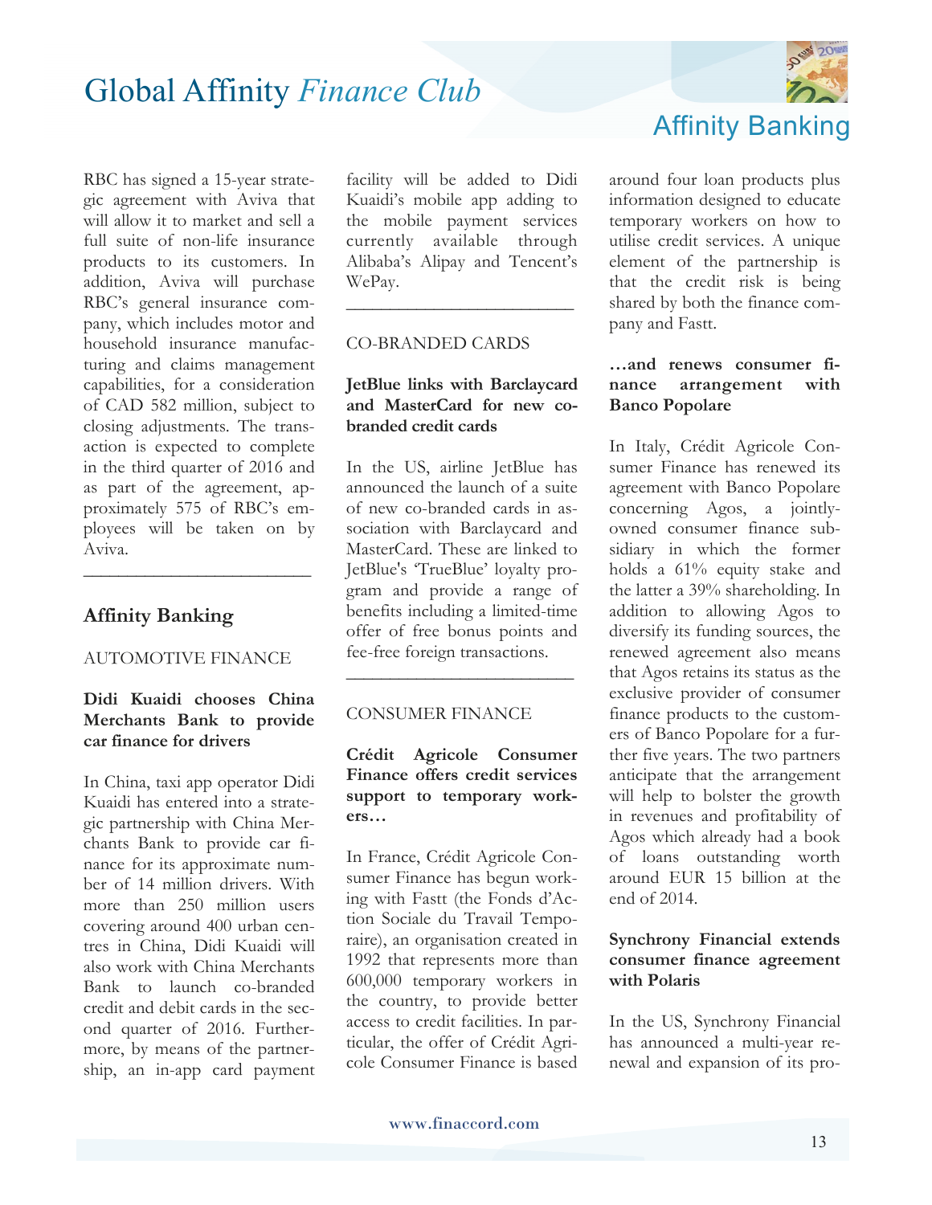RBC has signed a 15-year strategic agreement with Aviva that will allow it to market and sell a full suite of non-life insurance products to its customers. In addition, Aviva will purchase RBC's general insurance company, which includes motor and household insurance manufacturing and claims management capabilities, for a consideration of CAD 582 million, subject to closing adjustments. The transaction is expected to complete in the third quarter of 2016 and as part of the agreement, approximately 575 of RBC's employees will be taken on by Aviva.

---

## Affinity Banking

AUTOMOTIVE FINANCE

**Didi Kuaidi chooses China Merchants Bank to provide car finance for drivers**

In China, taxi app operator Didi Kuaidi has entered into a strategic partnership with China Merchants Bank to provide car finance for its approximate number of 14 million drivers. With more than 250 million users covering around 400 urban centres in China, Didi Kuaidi will also work with China Merchants Bank to launch co-branded credit and debit cards in the second quarter of 2016. Furthermore, by means of the partnership, an in-app card payment facility will be added to Didi Kuaidi's mobile app adding to the mobile payment services currently available through Alibaba's Alipay and Tencent's WePay.

---

CO-BRANDED CARDS

**JetBlue links with Barclaycard and MasterCard for new co-branded credit cards**

In the US, airline JetBlue has announced the launch of a suite of new co-branded cards in association with Barclaycard and MasterCard. These are linked to JetBlue's 'TrueBlue' loyalty program and provide a range of benefits including a limited-time offer of free bonus points and fee-free foreign transactions.

---

CONSUMER FINANCE

**Crédit Agricole Consumer Finance offers credit services support to temporary workers…**

In France, Crédit Agricole Consumer Finance has begun working with Fastt (the Fonds d'Action Sociale du Travail Temporaire), an organisation created in 1992 that represents more than 600,000 temporary workers in the country, to provide better access to credit facilities. In particular, the offer of Crédit Agricole Consumer Finance is based around four loan products plus information designed to educate temporary workers on how to utilise credit services. A unique element of the partnership is that the credit risk is being shared by both the finance company and Fastt.

**…and renews consumer finance arrangement with Banco Popolare**

In Italy, Crédit Agricole Consumer Finance has renewed its agreement with Banco Popolare concerning Agos, a jointly-owned consumer finance subsidiary in which the former holds a 61% equity stake and the latter a 39% shareholding. In addition to allowing Agos to diversify its funding sources, the renewed agreement also means that Agos retains its status as the exclusive provider of consumer finance products to the customers of Banco Popolare for a further five years. The two partners anticipate that the arrangement will help to bolster the growth in revenues and profitability of Agos which already had a book of loans outstanding worth around EUR 15 billion at the end of 2014.

**Synchrony Financial extends consumer finance agreement with Polaris**

In the US, Synchrony Financial has announced a multi-year renewal and expansion of its pro-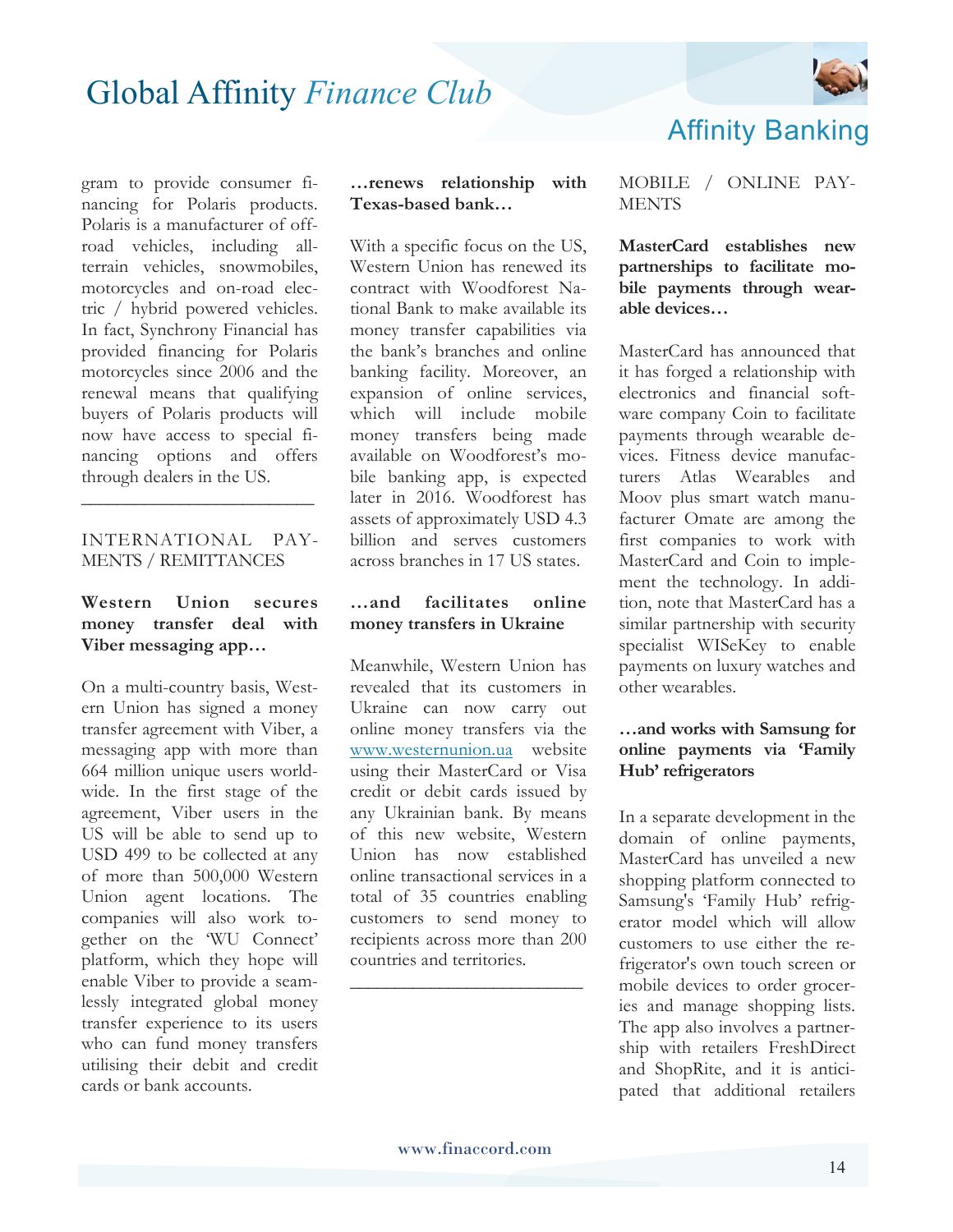gram to provide consumer financing for Polaris products. Polaris is a manufacturer of off-road vehicles, including all-terrain vehicles, snowmobiles, motorcycles and on-road electric / hybrid powered vehicles. In fact, Synchrony Financial has provided financing for Polaris motorcycles since 2006 and the renewal means that qualifying buyers of Polaris products will now have access to special financing options and offers through dealers in the US.

---

INTERNATIONAL PAYMENTS / REMITTANCES

**Western Union secures money transfer deal with Viber messaging app…**

On a multi-country basis, Western Union has signed a money transfer agreement with Viber, a messaging app with more than 664 million unique users worldwide. In the first stage of the agreement, Viber users in the US will be able to send up to USD 499 to be collected at any of more than 500,000 Western Union agent locations. The companies will also work together on the 'WU Connect' platform, which they hope will enable Viber to provide a seamlessly integrated global money transfer experience to its users who can fund money transfers utilising their debit and credit cards or bank accounts.

**…renews relationship with Texas-based bank…**

With a specific focus on the US, Western Union has renewed its contract with Woodforest National Bank to make available its money transfer capabilities via the bank's branches and online banking facility. Moreover, an expansion of online services, which will include mobile money transfers being made available on Woodforest's mobile banking app, is expected later in 2016. Woodforest has assets of approximately USD 4.3 billion and serves customers across branches in 17 US states.

**…and facilitates online money transfers in Ukraine**

Meanwhile, Western Union has revealed that its customers in Ukraine can now carry out online money transfers via the www.westernunion.ua website using their MasterCard or Visa credit or debit cards issued by any Ukrainian bank. By means of this new website, Western Union has now established online transactional services in a total of 35 countries enabling customers to send money to recipients across more than 200 countries and territories.

---

MOBILE / ONLINE PAYMENTS

**MasterCard establishes new partnerships to facilitate mobile payments through wearable devices…**

MasterCard has announced that it has forged a relationship with electronics and financial software company Coin to facilitate payments through wearable devices. Fitness device manufacturers Atlas Wearables and Moov plus smart watch manufacturer Omate are among the first companies to work with MasterCard and Coin to implement the technology. In addition, note that MasterCard has a similar partnership with security specialist WISeKey to enable payments on luxury watches and other wearables.

**…and works with Samsung for online payments via 'Family Hub' refrigerators**

In a separate development in the domain of online payments, MasterCard has unveiled a new shopping platform connected to Samsung's 'Family Hub' refrigerator model which will allow customers to use either the refrigerator's own touch screen or mobile devices to order groceries and manage shopping lists. The app also involves a partnership with retailers FreshDirect and ShopRite, and it is anticipated that additional retailers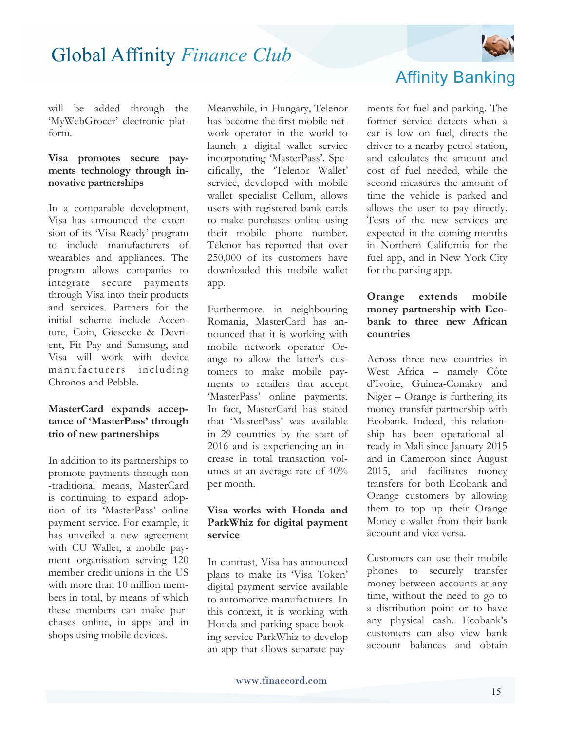will be added through the 'MyWebGrocer' electronic platform.

### Visa promotes secure payments technology through innovative partnerships

In a comparable development, Visa has announced the extension of its 'Visa Ready' program to include manufacturers of wearables and appliances. The program allows companies to integrate secure payments through Visa into their products and services. Partners for the initial scheme include Accenture, Coin, Giesecke & Devrient, Fit Pay and Samsung, and Visa will work with device manufacturers including Chronos and Pebble.

### MasterCard expands acceptance of 'MasterPass' through trio of new partnerships

In addition to its partnerships to promote payments through non-traditional means, MasterCard is continuing to expand adoption of its 'MasterPass' online payment service. For example, it has unveiled a new agreement with CU Wallet, a mobile payment organisation serving 120 member credit unions in the US with more than 10 million members in total, by means of which these members can make purchases online, in apps and in shops using mobile devices.

Meanwhile, in Hungary, Telenor has become the first mobile network operator in the world to launch a digital wallet service incorporating 'MasterPass'. Specifically, the 'Telenor Wallet' service, developed with mobile wallet specialist Cellum, allows users with registered bank cards to make purchases online using their mobile phone number. Telenor has reported that over 250,000 of its customers have downloaded this mobile wallet app.

Furthermore, in neighbouring Romania, MasterCard has announced that it is working with mobile network operator Orange to allow the latter's customers to make mobile payments to retailers that accept 'MasterPass' online payments. In fact, MasterCard has stated that 'MasterPass' was available in 29 countries by the start of 2016 and is experiencing an increase in total transaction volumes at an average rate of 40% per month.

### Visa works with Honda and ParkWhiz for digital payment service

In contrast, Visa has announced plans to make its 'Visa Token' digital payment service available to automotive manufacturers. In this context, it is working with Honda and parking space booking service ParkWhiz to develop an app that allows separate payments for fuel and parking. The former service detects when a car is low on fuel, directs the driver to a nearby petrol station, and calculates the amount and cost of fuel needed, while the second measures the amount of time the vehicle is parked and allows the user to pay directly. Tests of the new services are expected in the coming months in Northern California for the fuel app, and in New York City for the parking app.

### Orange extends mobile money partnership with Ecobank to three new African countries

Across three new countries in West Africa – namely Côte d'Ivoire, Guinea-Conakry and Niger – Orange is furthering its money transfer partnership with Ecobank. Indeed, this relationship has been operational already in Mali since January 2015 and in Cameroon since August 2015, and facilitates money transfers for both Ecobank and Orange customers by allowing them to top up their Orange Money e-wallet from their bank account and vice versa.

Customers can use their mobile phones to securely transfer money between accounts at any time, without the need to go to a distribution point or to have any physical cash. Ecobank's customers can also view bank account balances and obtain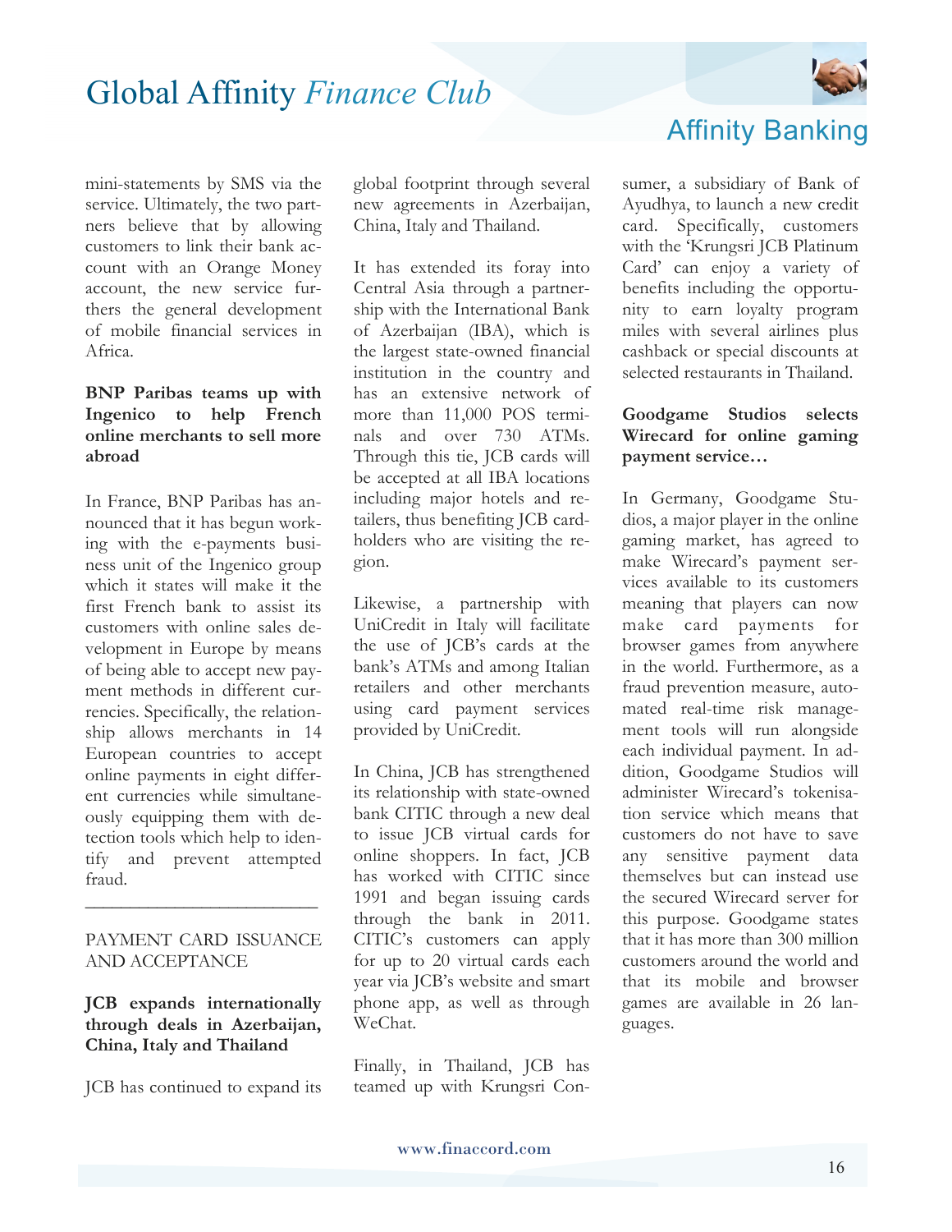mini-statements by SMS via the service. Ultimately, the two partners believe that by allowing customers to link their bank account with an Orange Money account, the new service furthers the general development of mobile financial services in Africa.

**BNP Paribas teams up with Ingenico to help French online merchants to sell more abroad**

In France, BNP Paribas has announced that it has begun working with the e-payments business unit of the Ingenico group which it states will make it the first French bank to assist its customers with online sales development in Europe by means of being able to accept new payment methods in different currencies. Specifically, the relationship allows merchants in 14 European countries to accept online payments in eight different currencies while simultaneously equipping them with detection tools which help to identify and prevent attempted fraud.

---

## PAYMENT CARD ISSUANCE AND ACCEPTANCE

**JCB expands internationally through deals in Azerbaijan, China, Italy and Thailand**

JCB has continued to expand its global footprint through several new agreements in Azerbaijan, China, Italy and Thailand.

It has extended its foray into Central Asia through a partnership with the International Bank of Azerbaijan (IBA), which is the largest state-owned financial institution in the country and has an extensive network of more than 11,000 POS terminals and over 730 ATMs. Through this tie, JCB cards will be accepted at all IBA locations including major hotels and retailers, thus benefiting JCB cardholders who are visiting the region.

Likewise, a partnership with UniCredit in Italy will facilitate the use of JCB's cards at the bank's ATMs and among Italian retailers and other merchants using card payment services provided by UniCredit.

In China, JCB has strengthened its relationship with state-owned bank CITIC through a new deal to issue JCB virtual cards for online shoppers. In fact, JCB has worked with CITIC since 1991 and began issuing cards through the bank in 2011. CITIC's customers can apply for up to 20 virtual cards each year via JCB's website and smart phone app, as well as through WeChat.

Finally, in Thailand, JCB has teamed up with Krungsri Consumer, a subsidiary of Bank of Ayudhya, to launch a new credit card. Specifically, customers with the 'Krungsri JCB Platinum Card' can enjoy a variety of benefits including the opportunity to earn loyalty program miles with several airlines plus cashback or special discounts at selected restaurants in Thailand.

**Goodgame Studios selects Wirecard for online gaming payment service…**

In Germany, Goodgame Studios, a major player in the online gaming market, has agreed to make Wirecard's payment services available to its customers meaning that players can now make card payments for browser games from anywhere in the world. Furthermore, as a fraud prevention measure, automated real-time risk management tools will run alongside each individual payment. In addition, Goodgame Studios will administer Wirecard's tokenisation service which means that customers do not have to save any sensitive payment data themselves but can instead use the secured Wirecard server for this purpose. Goodgame states that it has more than 300 million customers around the world and that its mobile and browser games are available in 26 languages.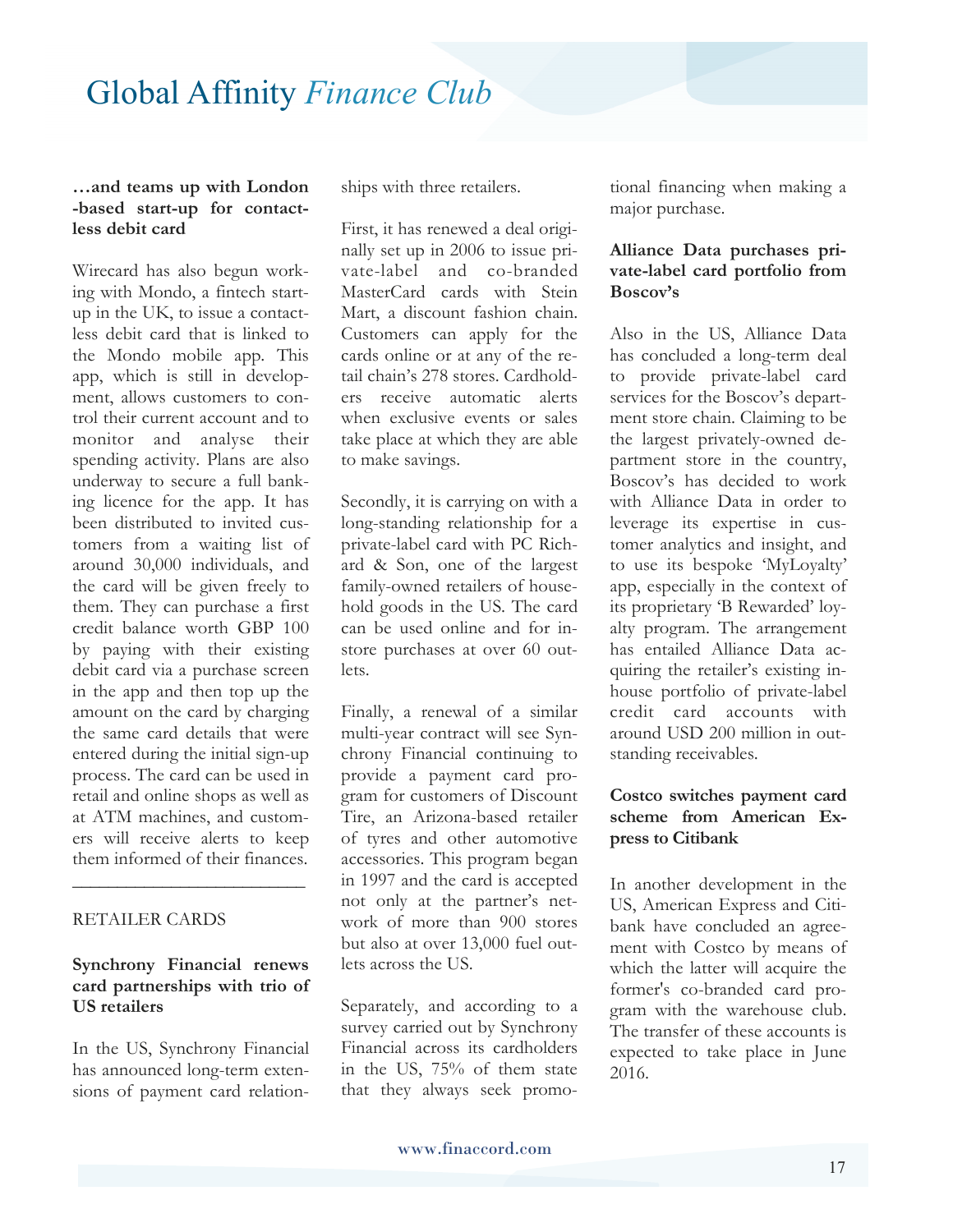### …and teams up with London-based start-up for contactless debit card

Wirecard has also begun working with Mondo, a fintech start-up in the UK, to issue a contactless debit card that is linked to the Mondo mobile app. This app, which is still in development, allows customers to control their current account and to monitor and analyse their spending activity. Plans are also underway to secure a full banking licence for the app. It has been distributed to invited customers from a waiting list of around 30,000 individuals, and the card will be given freely to them. They can purchase a first credit balance worth GBP 100 by paying with their existing debit card via a purchase screen in the app and then top up the amount on the card by charging the same card details that were entered during the initial sign-up process. The card can be used in retail and online shops as well as at ATM machines, and customers will receive alerts to keep them informed of their finances.

---

## RETAILER CARDS

### Synchrony Financial renews card partnerships with trio of US retailers

In the US, Synchrony Financial has announced long-term extensions of payment card relationships with three retailers.

First, it has renewed a deal originally set up in 2006 to issue private-label and co-branded MasterCard cards with Stein Mart, a discount fashion chain. Customers can apply for the cards online or at any of the retail chain's 278 stores. Cardholders receive automatic alerts when exclusive events or sales take place at which they are able to make savings.

Secondly, it is carrying on with a long-standing relationship for a private-label card with PC Richard & Son, one of the largest family-owned retailers of household goods in the US. The card can be used online and for in-store purchases at over 60 outlets.

Finally, a renewal of a similar multi-year contract will see Synchrony Financial continuing to provide a payment card program for customers of Discount Tire, an Arizona-based retailer of tyres and other automotive accessories. This program began in 1997 and the card is accepted not only at the partner's network of more than 900 stores but also at over 13,000 fuel outlets across the US.

Separately, and according to a survey carried out by Synchrony Financial across its cardholders in the US, 75% of them state that they always seek promotional financing when making a major purchase.

### Alliance Data purchases private-label card portfolio from Boscov's

Also in the US, Alliance Data has concluded a long-term deal to provide private-label card services for the Boscov's department store chain. Claiming to be the largest privately-owned department store in the country, Boscov's has decided to work with Alliance Data in order to leverage its expertise in customer analytics and insight, and to use its bespoke 'MyLoyalty' app, especially in the context of its proprietary 'B Rewarded' loyalty program. The arrangement has entailed Alliance Data acquiring the retailer's existing in-house portfolio of private-label credit card accounts with around USD 200 million in outstanding receivables.

### Costco switches payment card scheme from American Express to Citibank

In another development in the US, American Express and Citibank have concluded an agreement with Costco by means of which the latter will acquire the former's co-branded card program with the warehouse club. The transfer of these accounts is expected to take place in June 2016.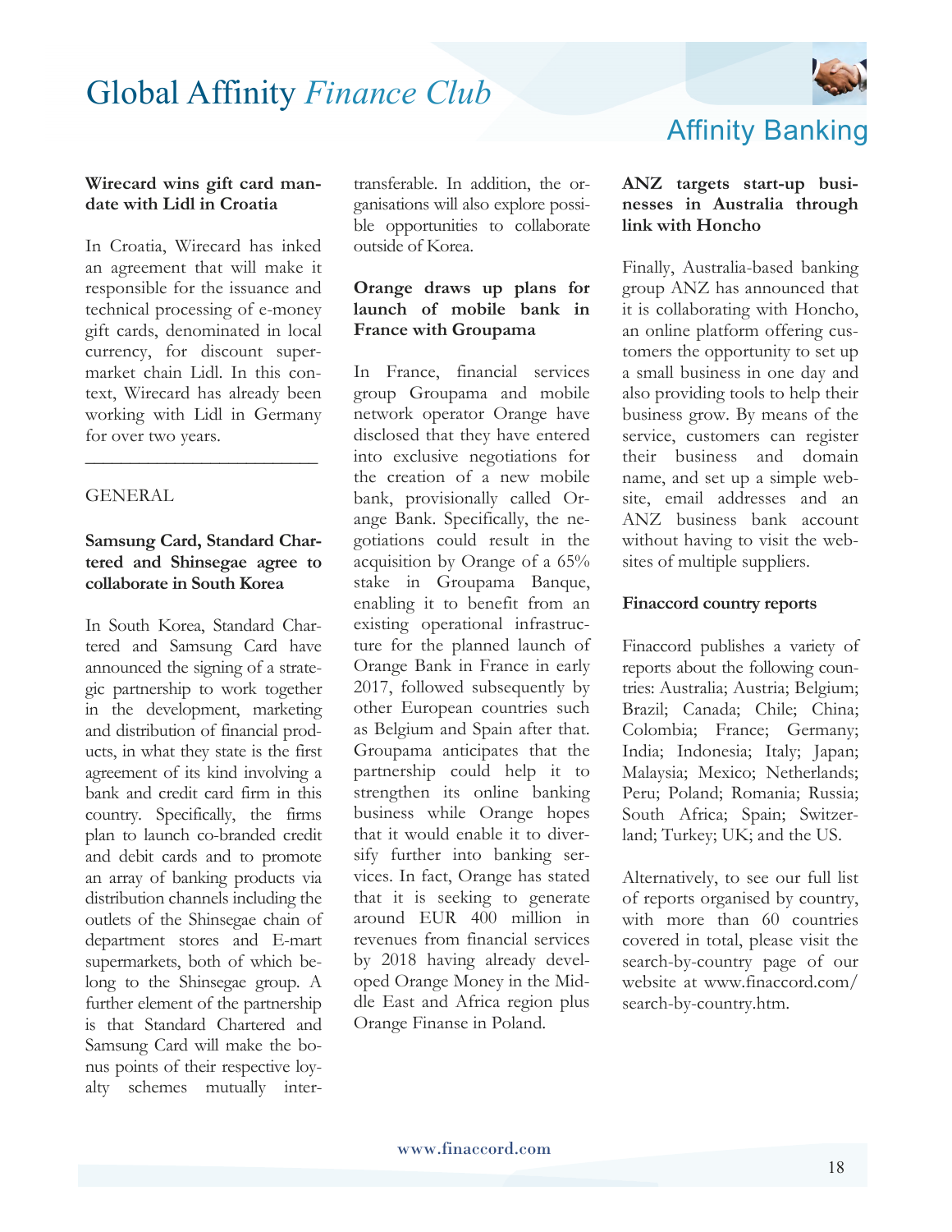### Wirecard wins gift card mandate with Lidl in Croatia

In Croatia, Wirecard has inked an agreement that will make it responsible for the issuance and technical processing of e-money gift cards, denominated in local currency, for discount supermarket chain Lidl. In this context, Wirecard has already been working with Lidl in Germany for over two years.

---

## GENERAL

### Samsung Card, Standard Chartered and Shinsegae agree to collaborate in South Korea

In South Korea, Standard Chartered and Samsung Card have announced the signing of a strategic partnership to work together in the development, marketing and distribution of financial products, in what they state is the first agreement of its kind involving a bank and credit card firm in this country. Specifically, the firms plan to launch co-branded credit and debit cards and to promote an array of banking products via distribution channels including the outlets of the Shinsegae chain of department stores and E-mart supermarkets, both of which belong to the Shinsegae group. A further element of the partnership is that Standard Chartered and Samsung Card will make the bonus points of their respective loyalty schemes mutually inter-transferable. In addition, the organisations will also explore possible opportunities to collaborate outside of Korea.

### Orange draws up plans for launch of mobile bank in France with Groupama

In France, financial services group Groupama and mobile network operator Orange have disclosed that they have entered into exclusive negotiations for the creation of a new mobile bank, provisionally called Orange Bank. Specifically, the negotiations could result in the acquisition by Orange of a 65% stake in Groupama Banque, enabling it to benefit from an existing operational infrastructure for the planned launch of Orange Bank in France in early 2017, followed subsequently by other European countries such as Belgium and Spain after that. Groupama anticipates that the partnership could help it to strengthen its online banking business while Orange hopes that it would enable it to diversify further into banking services. In fact, Orange has stated that it is seeking to generate around EUR 400 million in revenues from financial services by 2018 having already developed Orange Money in the Middle East and Africa region plus Orange Finanse in Poland.

### ANZ targets start-up businesses in Australia through link with Honcho

Finally, Australia-based banking group ANZ has announced that it is collaborating with Honcho, an online platform offering customers the opportunity to set up a small business in one day and also providing tools to help their business grow. By means of the service, customers can register their business and domain name, and set up a simple website, email addresses and an ANZ business bank account without having to visit the websites of multiple suppliers.

### Finaccord country reports

Finaccord publishes a variety of reports about the following countries: Australia; Austria; Belgium; Brazil; Canada; Chile; China; Colombia; France; Germany; India; Indonesia; Italy; Japan; Malaysia; Mexico; Netherlands; Peru; Poland; Romania; Russia; South Africa; Spain; Switzerland; Turkey; UK; and the US.

Alternatively, to see our full list of reports organised by country, with more than 60 countries covered in total, please visit the search-by-country page of our website at www.finaccord.com/search-by-country.htm.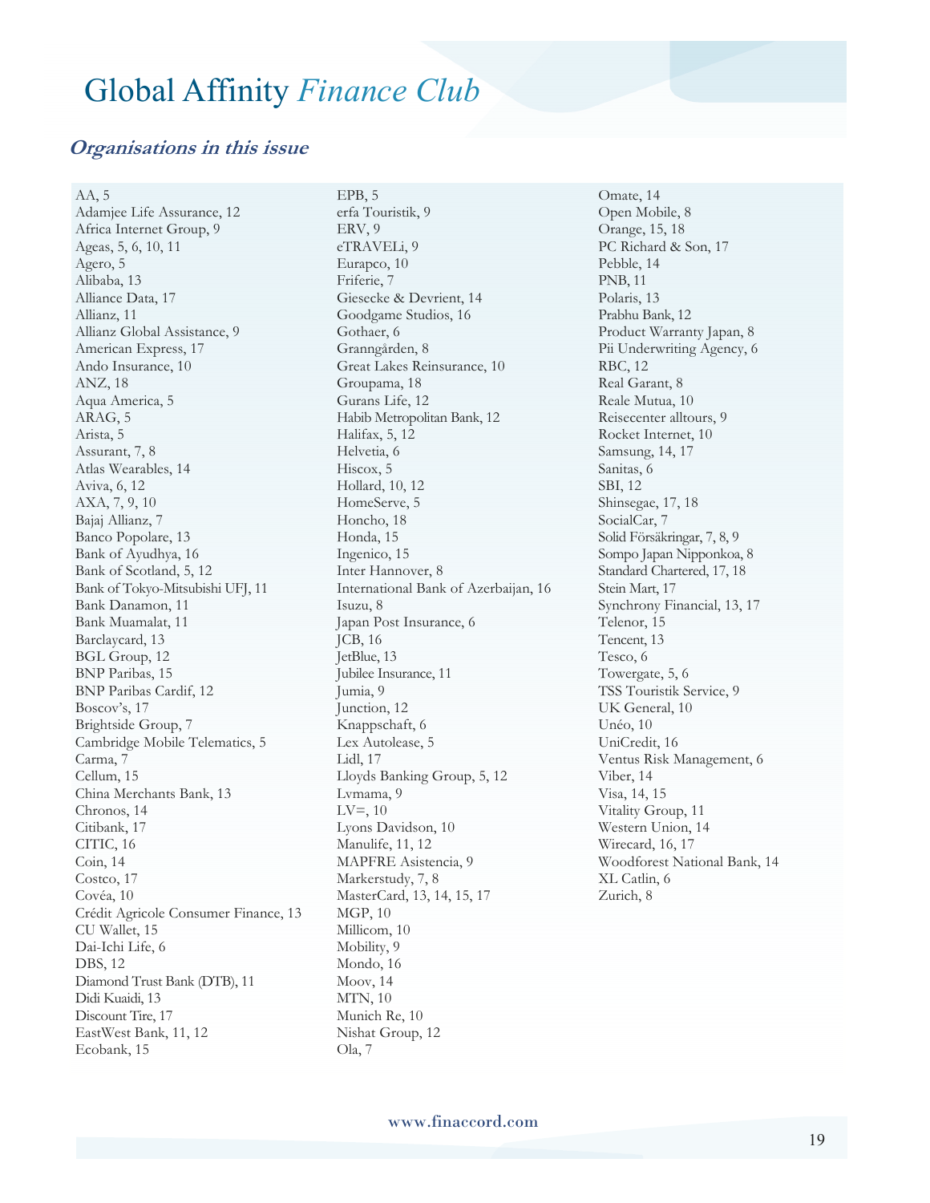# Global Affinity *Finance Club*

## *Organisations in this issue*

AA, 5
Adamjee Life Assurance, 12
Africa Internet Group, 9
Ageas, 5, 6, 10, 11
Agero, 5
Alibaba, 13
Alliance Data, 17
Allianz, 11
Allianz Global Assistance, 9
American Express, 17
Ando Insurance, 10
ANZ, 18
Aqua America, 5
ARAG, 5
Arista, 5
Assurant, 7, 8
Atlas Wearables, 14
Aviva, 6, 12
AXA, 7, 9, 10
Bajaj Allianz, 7
Banco Popolare, 13
Bank of Ayudhya, 16
Bank of Scotland, 5, 12
Bank of Tokyo-Mitsubishi UFJ, 11
Bank Danamon, 11
Bank Muamalat, 11
Barclaycard, 13
BGL Group, 12
BNP Paribas, 15
BNP Paribas Cardif, 12
Boscov's, 17
Brightside Group, 7
Cambridge Mobile Telematics, 5
Carma, 7
Cellum, 15
China Merchants Bank, 13
Chronos, 14
Citibank, 17
CITIC, 16
Coin, 14
Costco, 17
Covéa, 10
Crédit Agricole Consumer Finance, 13
CU Wallet, 15
Dai-Ichi Life, 6
DBS, 12
Diamond Trust Bank (DTB), 11
Didi Kuaidi, 13
Discount Tire, 17
EastWest Bank, 11, 12
Ecobank, 15
EPB, 5
erfa Touristik, 9
ERV, 9
eTRAVELi, 9
Eurapco, 10
Friferie, 7
Giesecke & Devrient, 14
Goodgame Studios, 16
Gothaer, 6
Granngården, 8
Great Lakes Reinsurance, 10
Groupama, 18
Gurans Life, 12
Habib Metropolitan Bank, 12
Halifax, 5, 12
Helvetia, 6
Hiscox, 5
Hollard, 10, 12
HomeServe, 5
Honcho, 18
Honda, 15
Ingenico, 15
Inter Hannover, 8
International Bank of Azerbaijan, 16
Isuzu, 8
Japan Post Insurance, 6
JCB, 16
JetBlue, 13
Jubilee Insurance, 11
Jumia, 9
Junction, 12
Knappschaft, 6
Lex Autolease, 5
Lidl, 17
Lloyds Banking Group, 5, 12
Lvmama, 9
LV=, 10
Lyons Davidson, 10
Manulife, 11, 12
MAPFRE Asistencia, 9
Markerstudy, 7, 8
MasterCard, 13, 14, 15, 17
MGP, 10
Millicom, 10
Mobility, 9
Mondo, 16
Moov, 14
MTN, 10
Munich Re, 10
Nishat Group, 12
Ola, 7
Omate, 14
Open Mobile, 8
Orange, 15, 18
PC Richard & Son, 17
Pebble, 14
PNB, 11
Polaris, 13
Prabhu Bank, 12
Product Warranty Japan, 8
Pii Underwriting Agency, 6
RBC, 12
Real Garant, 8
Reale Mutua, 10
Reisecenter alltours, 9
Rocket Internet, 10
Samsung, 14, 17
Sanitas, 6
SBI, 12
Shinsegae, 17, 18
SocialCar, 7
Solid Försäkringar, 7, 8, 9
Sompo Japan Nipponkoa, 8
Standard Chartered, 17, 18
Stein Mart, 17
Synchrony Financial, 13, 17
Telenor, 15
Tencent, 13
Tesco, 6
Towergate, 5, 6
TSS Touristik Service, 9
UK General, 10
Unéo, 10
UniCredit, 16
Ventus Risk Management, 6
Viber, 14
Visa, 14, 15
Vitality Group, 11
Western Union, 14
Wirecard, 16, 17
Woodforest National Bank, 14
XL Catlin, 6
Zurich, 8

www.finaccord.com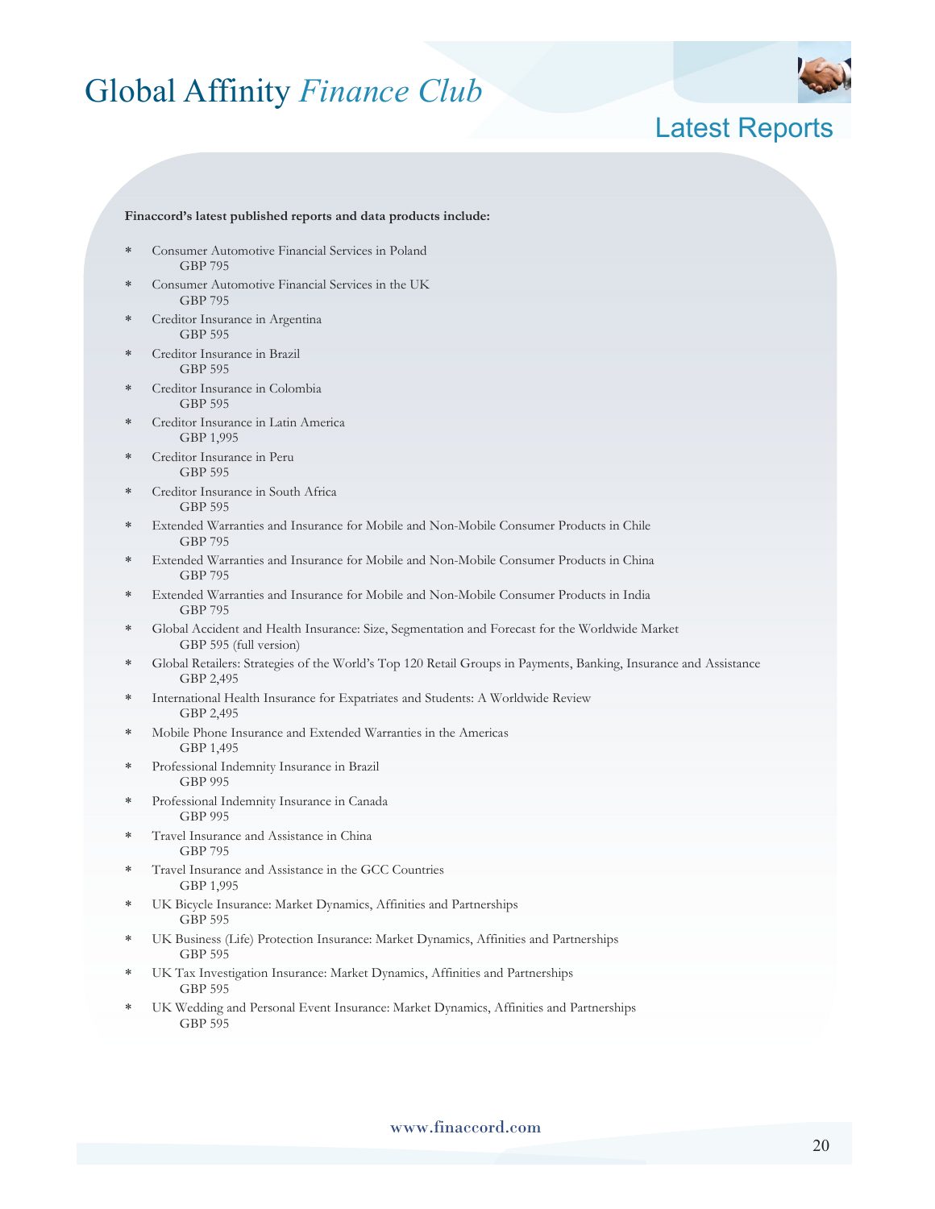# Global Affinity *Finance Club*

## Latest Reports

**Finaccord's latest published reports and data products include:**

- Consumer Automotive Financial Services in Poland
  GBP 795
- Consumer Automotive Financial Services in the UK
  GBP 795
- Creditor Insurance in Argentina
  GBP 595
- Creditor Insurance in Brazil
  GBP 595
- Creditor Insurance in Colombia
  GBP 595
- Creditor Insurance in Latin America
  GBP 1,995
- Creditor Insurance in Peru
  GBP 595
- Creditor Insurance in South Africa
  GBP 595
- Extended Warranties and Insurance for Mobile and Non-Mobile Consumer Products in Chile
  GBP 795
- Extended Warranties and Insurance for Mobile and Non-Mobile Consumer Products in China
  GBP 795
- Extended Warranties and Insurance for Mobile and Non-Mobile Consumer Products in India
  GBP 795
- Global Accident and Health Insurance: Size, Segmentation and Forecast for the Worldwide Market
  GBP 595 (full version)
- Global Retailers: Strategies of the World's Top 120 Retail Groups in Payments, Banking, Insurance and Assistance
  GBP 2,495
- International Health Insurance for Expatriates and Students: A Worldwide Review
  GBP 2,495
- Mobile Phone Insurance and Extended Warranties in the Americas
  GBP 1,495
- Professional Indemnity Insurance in Brazil
  GBP 995
- Professional Indemnity Insurance in Canada
  GBP 995
- Travel Insurance and Assistance in China
  GBP 795
- Travel Insurance and Assistance in the GCC Countries
  GBP 1,995
- UK Bicycle Insurance: Market Dynamics, Affinities and Partnerships
  GBP 595
- UK Business (Life) Protection Insurance: Market Dynamics, Affinities and Partnerships
  GBP 595
- UK Tax Investigation Insurance: Market Dynamics, Affinities and Partnerships
  GBP 595
- UK Wedding and Personal Event Insurance: Market Dynamics, Affinities and Partnerships
  GBP 595

www.finaccord.com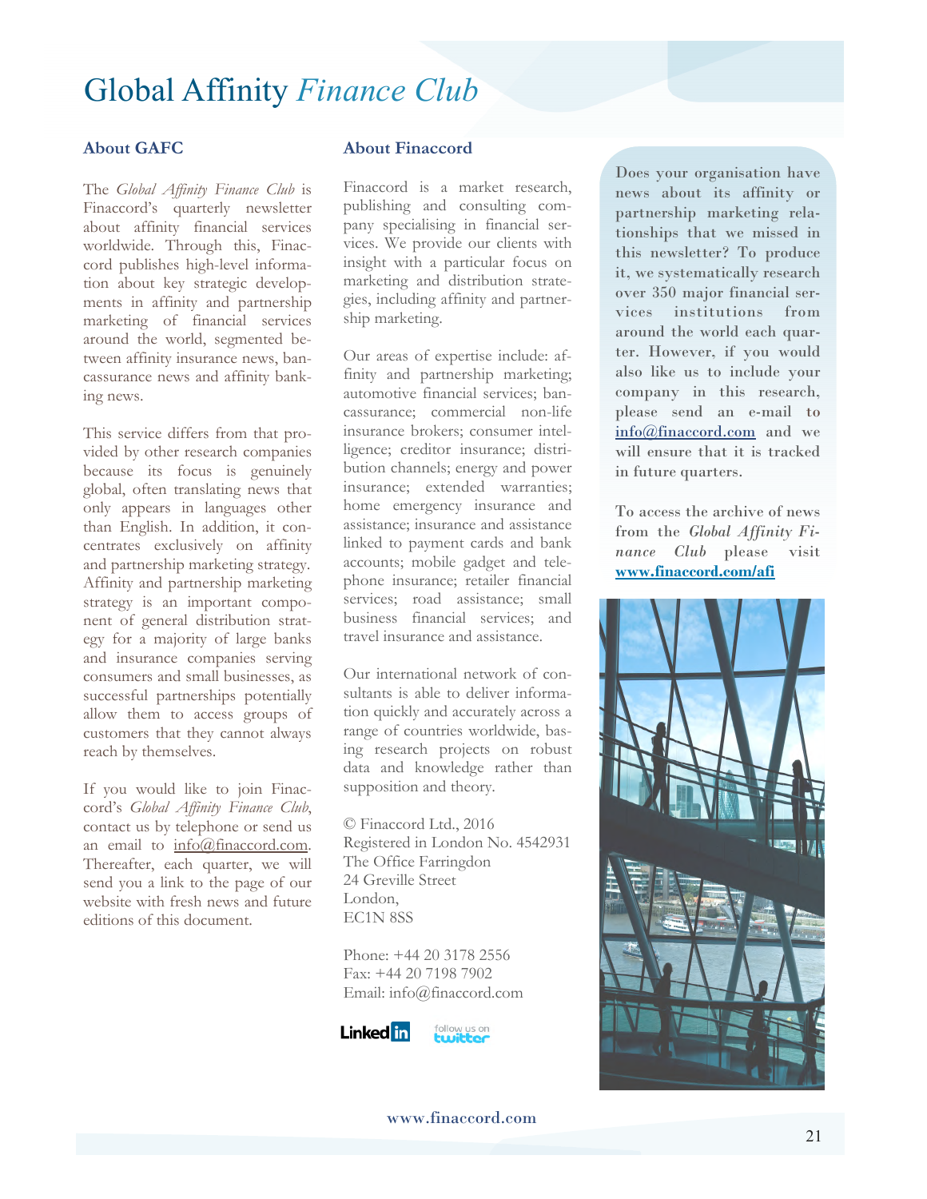# Global Affinity *Finance Club*

## About GAFC

The *Global Affinity Finance Club* is Finaccord's quarterly newsletter about affinity financial services worldwide. Through this, Finaccord publishes high-level information about key strategic developments in affinity and partnership marketing of financial services around the world, segmented between affinity insurance news, bancassurance news and affinity banking news.

This service differs from that provided by other research companies because its focus is genuinely global, often translating news that only appears in languages other than English. In addition, it concentrates exclusively on affinity and partnership marketing strategy. Affinity and partnership marketing strategy is an important component of general distribution strategy for a majority of large banks and insurance companies serving consumers and small businesses, as successful partnerships potentially allow them to access groups of customers that they cannot always reach by themselves.

If you would like to join Finaccord's *Global Affinity Finance Club*, contact us by telephone or send us an email to info@finaccord.com. Thereafter, each quarter, we will send you a link to the page of our website with fresh news and future editions of this document.

## About Finaccord

Finaccord is a market research, publishing and consulting company specialising in financial services. We provide our clients with insight with a particular focus on marketing and distribution strategies, including affinity and partnership marketing.

Our areas of expertise include: affinity and partnership marketing; automotive financial services; bancassurance; commercial non-life insurance brokers; consumer intelligence; creditor insurance; distribution channels; energy and power insurance; extended warranties; home emergency insurance and assistance; insurance and assistance linked to payment cards and bank accounts; mobile gadget and telephone insurance; retailer financial services; road assistance; small business financial services; and travel insurance and assistance.

Our international network of consultants is able to deliver information quickly and accurately across a range of countries worldwide, basing research projects on robust data and knowledge rather than supposition and theory.

© Finaccord Ltd., 2016
Registered in London No. 4542931
The Office Farringdon
24 Greville Street
London,
EC1N 8SS

Phone: +44 20 3178 2556
Fax: +44 20 7198 7902
Email: info@finaccord.com

LinkedIn | follow us on twitter

Does your organisation have news about its affinity or partnership marketing relationships that we missed in this newsletter? To produce it, we systematically research over 350 major financial services institutions from around the world each quarter. However, if you would also like us to include your company in this research, please send an e-mail to info@finaccord.com and we will ensure that it is tracked in future quarters.

To access the archive of news from the *Global Affinity Finance Club* please visit **www.finaccord.com/afi**

www.finaccord.com